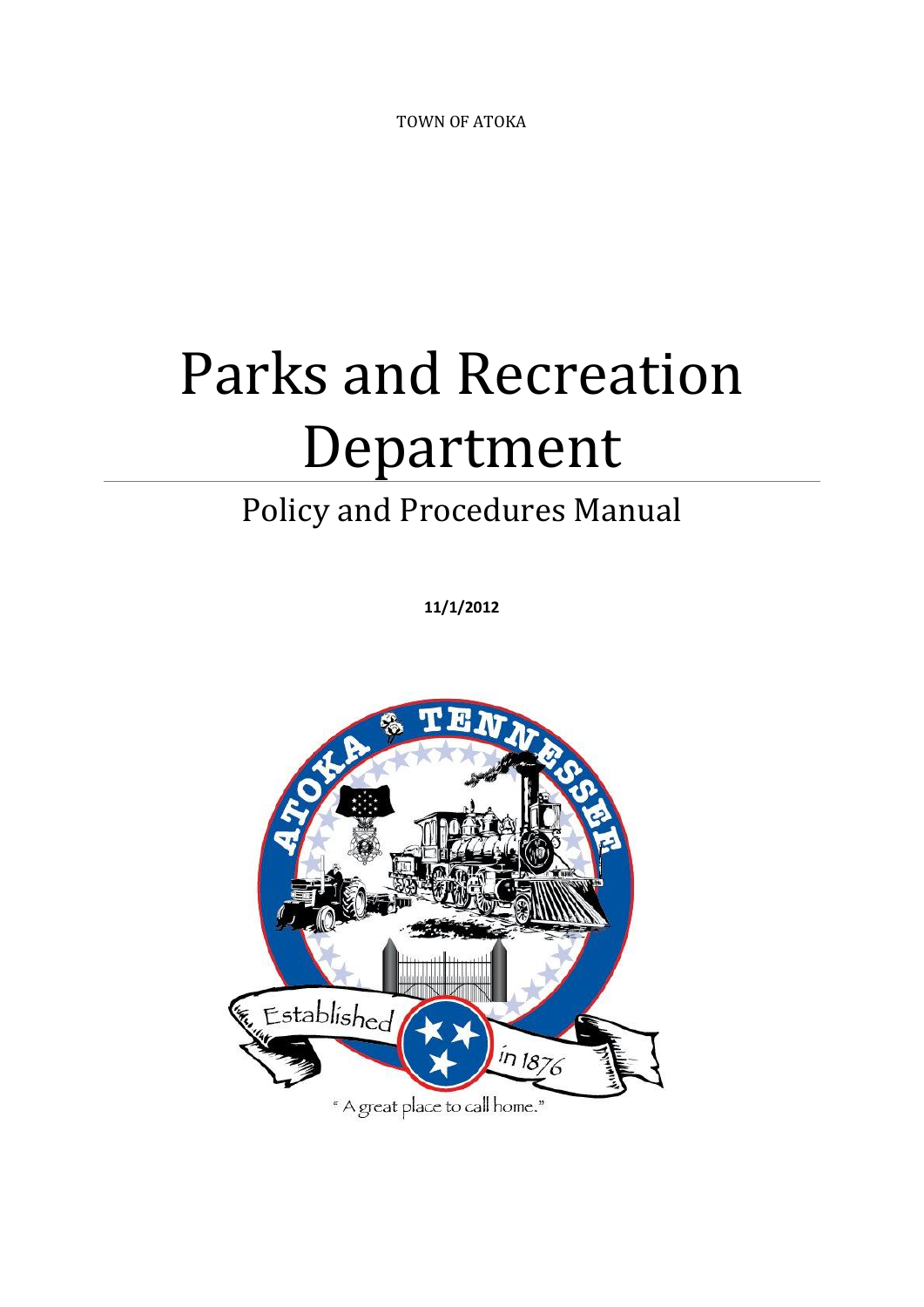TOWN OF ATOKA

# Parks and Recreation Department

## Policy and Procedures Manual

**11/1/2012**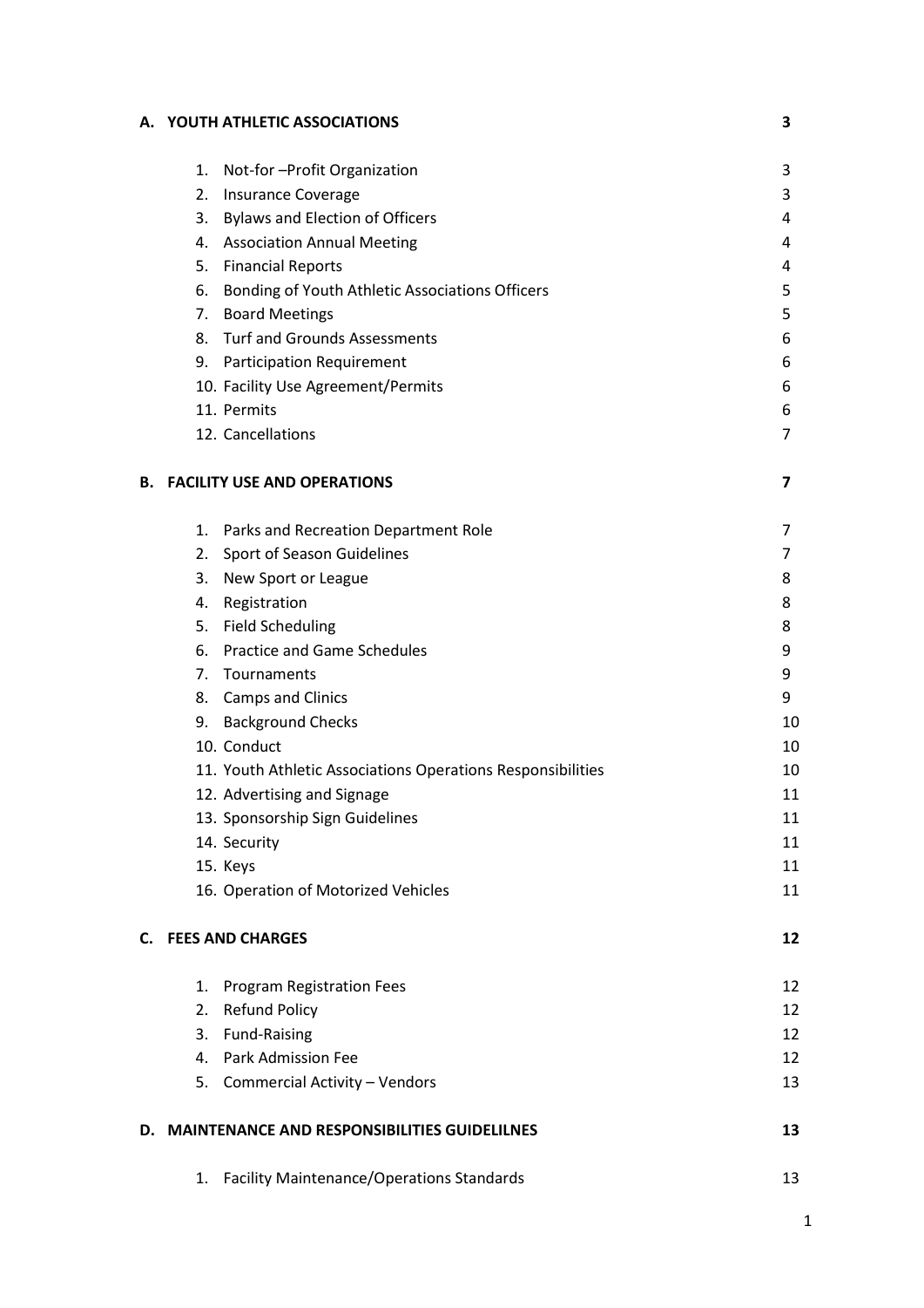| | |
|---|---|
| **A. YOUTH ATHLETIC ASSOCIATIONS** | **3** |
| 1. Not-for –Profit Organization | 3 |
| 2. Insurance Coverage | 3 |
| 3. Bylaws and Election of Officers | 4 |
| 4. Association Annual Meeting | 4 |
| 5. Financial Reports | 4 |
| 6. Bonding of Youth Athletic Associations Officers | 5 |
| 7. Board Meetings | 5 |
| 8. Turf and Grounds Assessments | 6 |
| 9. Participation Requirement | 6 |
| 10. Facility Use Agreement/Permits | 6 |
| 11. Permits | 6 |
| 12. Cancellations | 7 |
| **B. FACILITY USE AND OPERATIONS** | **7** |
| 1. Parks and Recreation Department Role | 7 |
| 2. Sport of Season Guidelines | 7 |
| 3. New Sport or League | 8 |
| 4. Registration | 8 |
| 5. Field Scheduling | 8 |
| 6. Practice and Game Schedules | 9 |
| 7. Tournaments | 9 |
| 8. Camps and Clinics | 9 |
| 9. Background Checks | 10 |
| 10. Conduct | 10 |
| 11. Youth Athletic Associations Operations Responsibilities | 10 |
| 12. Advertising and Signage | 11 |
| 13. Sponsorship Sign Guidelines | 11 |
| 14. Security | 11 |
| 15. Keys | 11 |
| 16. Operation of Motorized Vehicles | 11 |
| **C. FEES AND CHARGES** | **12** |
| 1. Program Registration Fees | 12 |
| 2. Refund Policy | 12 |
| 3. Fund-Raising | 12 |
| 4. Park Admission Fee | 12 |
| 5. Commercial Activity – Vendors | 13 |
| **D. MAINTENANCE AND RESPONSIBILITIES GUIDELILNES** | **13** |
| 1. Facility Maintenance/Operations Standards | 13 |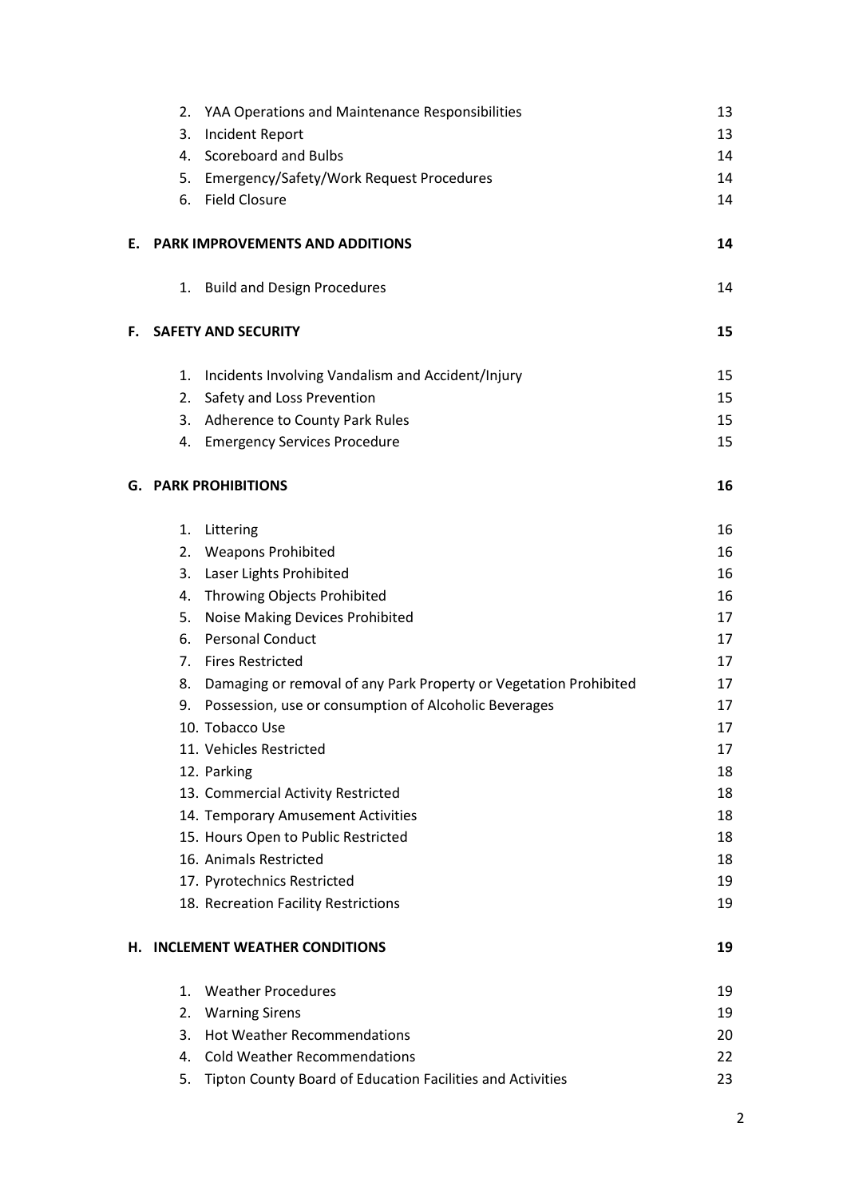| | | |
|---|---|---|
| | 2. YAA Operations and Maintenance Responsibilities | 13 |
| | 3. Incident Report | 13 |
| | 4. Scoreboard and Bulbs | 14 |
| | 5. Emergency/Safety/Work Request Procedures | 14 |
| | 6. Field Closure | 14 |
| **E.** | **PARK IMPROVEMENTS AND ADDITIONS** | **14** |
| | 1. Build and Design Procedures | 14 |
| **F.** | **SAFETY AND SECURITY** | **15** |
| | 1. Incidents Involving Vandalism and Accident/Injury | 15 |
| | 2. Safety and Loss Prevention | 15 |
| | 3. Adherence to County Park Rules | 15 |
| | 4. Emergency Services Procedure | 15 |
| **G.** | **PARK PROHIBITIONS** | **16** |
| | 1. Littering | 16 |
| | 2. Weapons Prohibited | 16 |
| | 3. Laser Lights Prohibited | 16 |
| | 4. Throwing Objects Prohibited | 16 |
| | 5. Noise Making Devices Prohibited | 17 |
| | 6. Personal Conduct | 17 |
| | 7. Fires Restricted | 17 |
| | 8. Damaging or removal of any Park Property or Vegetation Prohibited | 17 |
| | 9. Possession, use or consumption of Alcoholic Beverages | 17 |
| | 10. Tobacco Use | 17 |
| | 11. Vehicles Restricted | 17 |
| | 12. Parking | 18 |
| | 13. Commercial Activity Restricted | 18 |
| | 14. Temporary Amusement Activities | 18 |
| | 15. Hours Open to Public Restricted | 18 |
| | 16. Animals Restricted | 18 |
| | 17. Pyrotechnics Restricted | 19 |
| | 18. Recreation Facility Restrictions | 19 |
| **H.** | **INCLEMENT WEATHER CONDITIONS** | **19** |
| | 1. Weather Procedures | 19 |
| | 2. Warning Sirens | 19 |
| | 3. Hot Weather Recommendations | 20 |
| | 4. Cold Weather Recommendations | 22 |
| | 5. Tipton County Board of Education Facilities and Activities | 23 |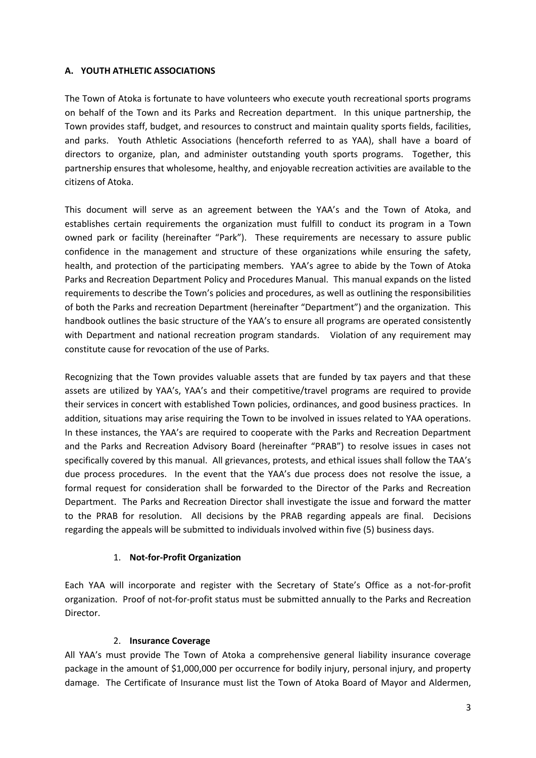**A. YOUTH ATHLETIC ASSOCIATIONS**

The Town of Atoka is fortunate to have volunteers who execute youth recreational sports programs on behalf of the Town and its Parks and Recreation department. In this unique partnership, the Town provides staff, budget, and resources to construct and maintain quality sports fields, facilities, and parks. Youth Athletic Associations (henceforth referred to as YAA), shall have a board of directors to organize, plan, and administer outstanding youth sports programs. Together, this partnership ensures that wholesome, healthy, and enjoyable recreation activities are available to the citizens of Atoka.

This document will serve as an agreement between the YAA's and the Town of Atoka, and establishes certain requirements the organization must fulfill to conduct its program in a Town owned park or facility (hereinafter "Park"). These requirements are necessary to assure public confidence in the management and structure of these organizations while ensuring the safety, health, and protection of the participating members. YAA's agree to abide by the Town of Atoka Parks and Recreation Department Policy and Procedures Manual. This manual expands on the listed requirements to describe the Town's policies and procedures, as well as outlining the responsibilities of both the Parks and recreation Department (hereinafter "Department") and the organization. This handbook outlines the basic structure of the YAA's to ensure all programs are operated consistently with Department and national recreation program standards. Violation of any requirement may constitute cause for revocation of the use of Parks.

Recognizing that the Town provides valuable assets that are funded by tax payers and that these assets are utilized by YAA's, YAA's and their competitive/travel programs are required to provide their services in concert with established Town policies, ordinances, and good business practices. In addition, situations may arise requiring the Town to be involved in issues related to YAA operations. In these instances, the YAA's are required to cooperate with the Parks and Recreation Department and the Parks and Recreation Advisory Board (hereinafter "PRAB") to resolve issues in cases not specifically covered by this manual. All grievances, protests, and ethical issues shall follow the TAA's due process procedures. In the event that the YAA's due process does not resolve the issue, a formal request for consideration shall be forwarded to the Director of the Parks and Recreation Department. The Parks and Recreation Director shall investigate the issue and forward the matter to the PRAB for resolution. All decisions by the PRAB regarding appeals are final. Decisions regarding the appeals will be submitted to individuals involved within five (5) business days.

1. **Not-for-Profit Organization**

Each YAA will incorporate and register with the Secretary of State's Office as a not-for-profit organization. Proof of not-for-profit status must be submitted annually to the Parks and Recreation Director.

2. **Insurance Coverage**

All YAA's must provide The Town of Atoka a comprehensive general liability insurance coverage package in the amount of $1,000,000 per occurrence for bodily injury, personal injury, and property damage. The Certificate of Insurance must list the Town of Atoka Board of Mayor and Aldermen,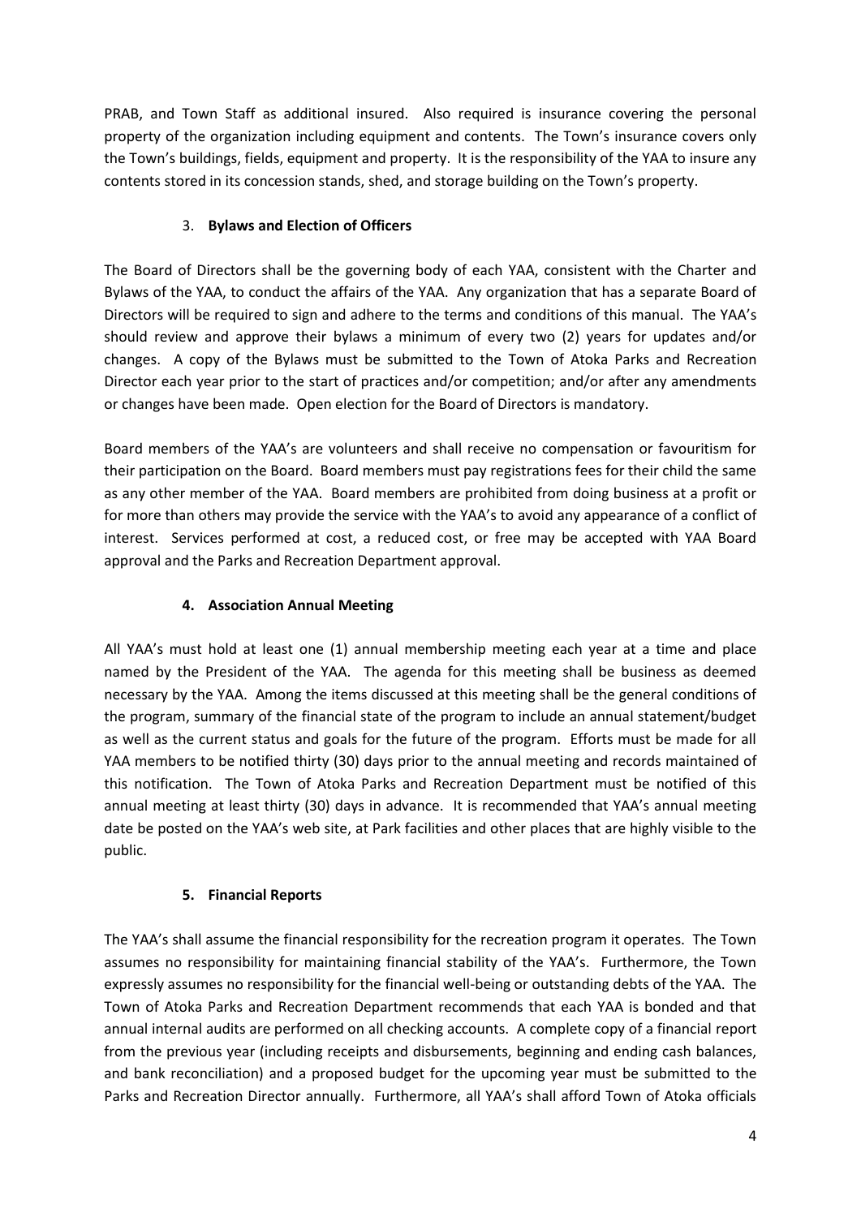PRAB, and Town Staff as additional insured. Also required is insurance covering the personal property of the organization including equipment and contents. The Town's insurance covers only the Town's buildings, fields, equipment and property. It is the responsibility of the YAA to insure any contents stored in its concession stands, shed, and storage building on the Town's property.

### 3. Bylaws and Election of Officers

The Board of Directors shall be the governing body of each YAA, consistent with the Charter and Bylaws of the YAA, to conduct the affairs of the YAA. Any organization that has a separate Board of Directors will be required to sign and adhere to the terms and conditions of this manual. The YAA's should review and approve their bylaws a minimum of every two (2) years for updates and/or changes. A copy of the Bylaws must be submitted to the Town of Atoka Parks and Recreation Director each year prior to the start of practices and/or competition; and/or after any amendments or changes have been made. Open election for the Board of Directors is mandatory.

Board members of the YAA's are volunteers and shall receive no compensation or favouritism for their participation on the Board. Board members must pay registrations fees for their child the same as any other member of the YAA. Board members are prohibited from doing business at a profit or for more than others may provide the service with the YAA's to avoid any appearance of a conflict of interest. Services performed at cost, a reduced cost, or free may be accepted with YAA Board approval and the Parks and Recreation Department approval.

### 4. Association Annual Meeting

All YAA's must hold at least one (1) annual membership meeting each year at a time and place named by the President of the YAA. The agenda for this meeting shall be business as deemed necessary by the YAA. Among the items discussed at this meeting shall be the general conditions of the program, summary of the financial state of the program to include an annual statement/budget as well as the current status and goals for the future of the program. Efforts must be made for all YAA members to be notified thirty (30) days prior to the annual meeting and records maintained of this notification. The Town of Atoka Parks and Recreation Department must be notified of this annual meeting at least thirty (30) days in advance. It is recommended that YAA's annual meeting date be posted on the YAA's web site, at Park facilities and other places that are highly visible to the public.

### 5. Financial Reports

The YAA's shall assume the financial responsibility for the recreation program it operates. The Town assumes no responsibility for maintaining financial stability of the YAA's. Furthermore, the Town expressly assumes no responsibility for the financial well-being or outstanding debts of the YAA. The Town of Atoka Parks and Recreation Department recommends that each YAA is bonded and that annual internal audits are performed on all checking accounts. A complete copy of a financial report from the previous year (including receipts and disbursements, beginning and ending cash balances, and bank reconciliation) and a proposed budget for the upcoming year must be submitted to the Parks and Recreation Director annually. Furthermore, all YAA's shall afford Town of Atoka officials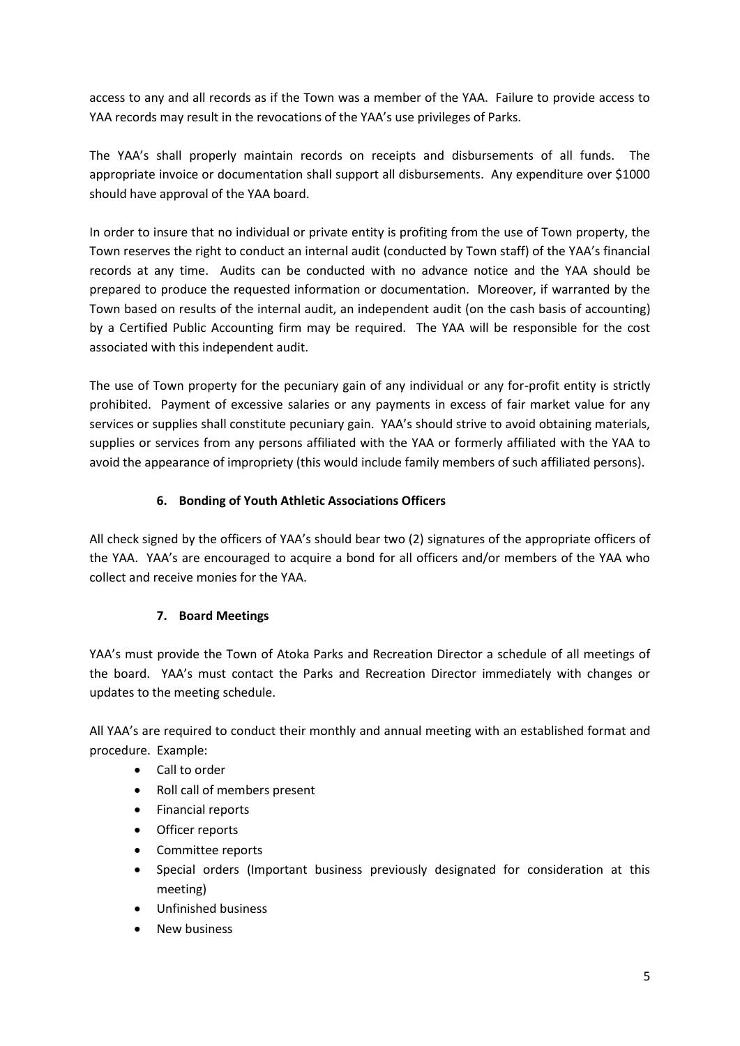access to any and all records as if the Town was a member of the YAA. Failure to provide access to YAA records may result in the revocations of the YAA's use privileges of Parks.

The YAA's shall properly maintain records on receipts and disbursements of all funds. The appropriate invoice or documentation shall support all disbursements. Any expenditure over $1000 should have approval of the YAA board.

In order to insure that no individual or private entity is profiting from the use of Town property, the Town reserves the right to conduct an internal audit (conducted by Town staff) of the YAA's financial records at any time. Audits can be conducted with no advance notice and the YAA should be prepared to produce the requested information or documentation. Moreover, if warranted by the Town based on results of the internal audit, an independent audit (on the cash basis of accounting) by a Certified Public Accounting firm may be required. The YAA will be responsible for the cost associated with this independent audit.

The use of Town property for the pecuniary gain of any individual or any for-profit entity is strictly prohibited. Payment of excessive salaries or any payments in excess of fair market value for any services or supplies shall constitute pecuniary gain. YAA's should strive to avoid obtaining materials, supplies or services from any persons affiliated with the YAA or formerly affiliated with the YAA to avoid the appearance of impropriety (this would include family members of such affiliated persons).

### 6. Bonding of Youth Athletic Associations Officers

All check signed by the officers of YAA's should bear two (2) signatures of the appropriate officers of the YAA. YAA's are encouraged to acquire a bond for all officers and/or members of the YAA who collect and receive monies for the YAA.

### 7. Board Meetings

YAA's must provide the Town of Atoka Parks and Recreation Director a schedule of all meetings of the board. YAA's must contact the Parks and Recreation Director immediately with changes or updates to the meeting schedule.

All YAA's are required to conduct their monthly and annual meeting with an established format and procedure. Example:

- Call to order
- Roll call of members present
- Financial reports
- Officer reports
- Committee reports
- Special orders (Important business previously designated for consideration at this meeting)
- Unfinished business
- New business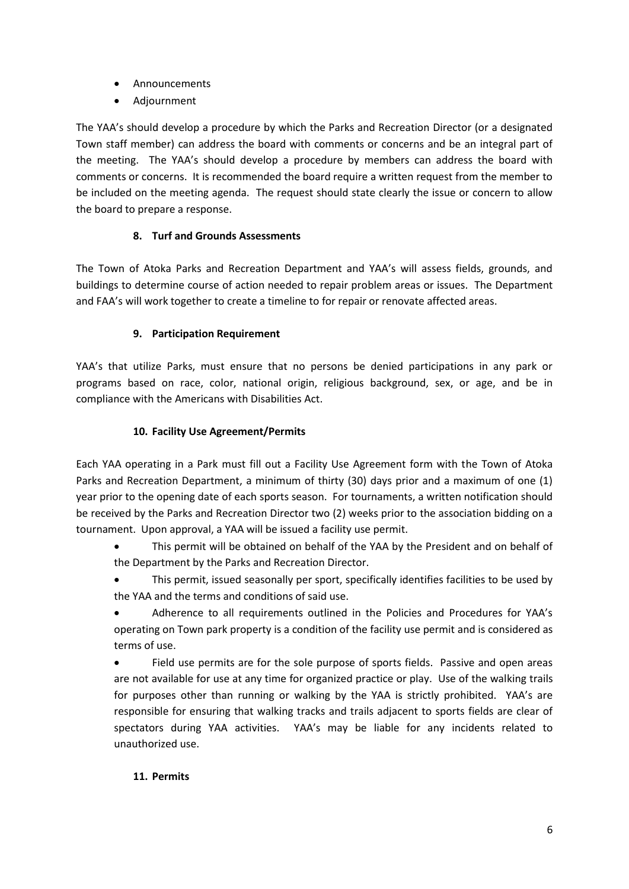- Announcements
- Adjournment

The YAA's should develop a procedure by which the Parks and Recreation Director (or a designated Town staff member) can address the board with comments or concerns and be an integral part of the meeting. The YAA's should develop a procedure by members can address the board with comments or concerns. It is recommended the board require a written request from the member to be included on the meeting agenda. The request should state clearly the issue or concern to allow the board to prepare a response.

### 8. Turf and Grounds Assessments

The Town of Atoka Parks and Recreation Department and YAA's will assess fields, grounds, and buildings to determine course of action needed to repair problem areas or issues. The Department and FAA's will work together to create a timeline to for repair or renovate affected areas.

### 9. Participation Requirement

YAA's that utilize Parks, must ensure that no persons be denied participations in any park or programs based on race, color, national origin, religious background, sex, or age, and be in compliance with the Americans with Disabilities Act.

### 10. Facility Use Agreement/Permits

Each YAA operating in a Park must fill out a Facility Use Agreement form with the Town of Atoka Parks and Recreation Department, a minimum of thirty (30) days prior and a maximum of one (1) year prior to the opening date of each sports season. For tournaments, a written notification should be received by the Parks and Recreation Director two (2) weeks prior to the association bidding on a tournament. Upon approval, a YAA will be issued a facility use permit.

- This permit will be obtained on behalf of the YAA by the President and on behalf of the Department by the Parks and Recreation Director.
- This permit, issued seasonally per sport, specifically identifies facilities to be used by the YAA and the terms and conditions of said use.
- Adherence to all requirements outlined in the Policies and Procedures for YAA's operating on Town park property is a condition of the facility use permit and is considered as terms of use.
- Field use permits are for the sole purpose of sports fields. Passive and open areas are not available for use at any time for organized practice or play. Use of the walking trails for purposes other than running or walking by the YAA is strictly prohibited. YAA's are responsible for ensuring that walking tracks and trails adjacent to sports fields are clear of spectators during YAA activities. YAA's may be liable for any incidents related to unauthorized use.

### 11. Permits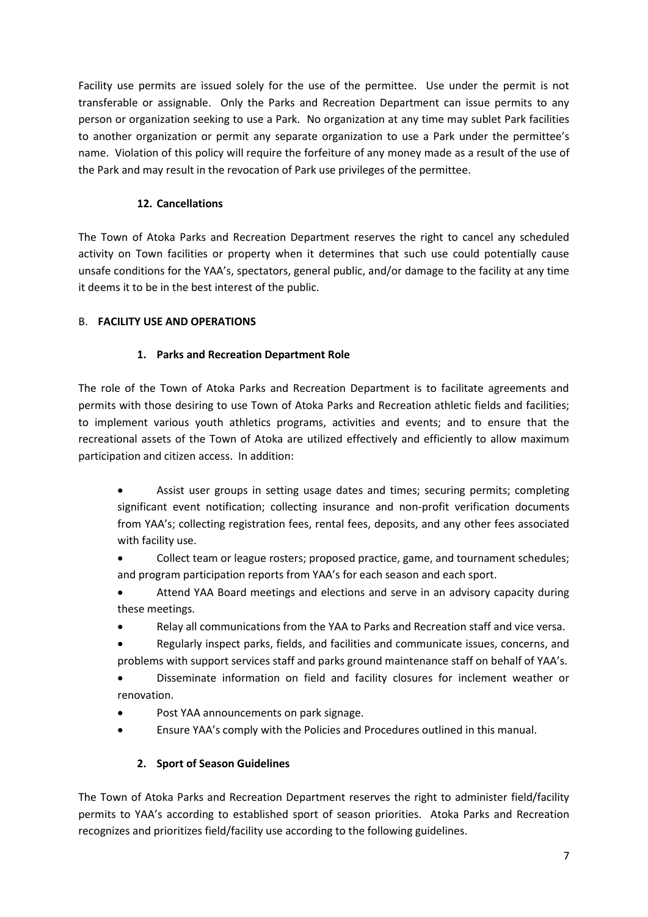Facility use permits are issued solely for the use of the permittee. Use under the permit is not transferable or assignable. Only the Parks and Recreation Department can issue permits to any person or organization seeking to use a Park. No organization at any time may sublet Park facilities to another organization or permit any separate organization to use a Park under the permittee's name. Violation of this policy will require the forfeiture of any money made as a result of the use of the Park and may result in the revocation of Park use privileges of the permittee.

### 12. Cancellations

The Town of Atoka Parks and Recreation Department reserves the right to cancel any scheduled activity on Town facilities or property when it determines that such use could potentially cause unsafe conditions for the YAA's, spectators, general public, and/or damage to the facility at any time it deems it to be in the best interest of the public.

## B. FACILITY USE AND OPERATIONS

### 1. Parks and Recreation Department Role

The role of the Town of Atoka Parks and Recreation Department is to facilitate agreements and permits with those desiring to use Town of Atoka Parks and Recreation athletic fields and facilities; to implement various youth athletics programs, activities and events; and to ensure that the recreational assets of the Town of Atoka are utilized effectively and efficiently to allow maximum participation and citizen access. In addition:

- Assist user groups in setting usage dates and times; securing permits; completing significant event notification; collecting insurance and non-profit verification documents from YAA's; collecting registration fees, rental fees, deposits, and any other fees associated with facility use.
- Collect team or league rosters; proposed practice, game, and tournament schedules; and program participation reports from YAA's for each season and each sport.
- Attend YAA Board meetings and elections and serve in an advisory capacity during these meetings.
- Relay all communications from the YAA to Parks and Recreation staff and vice versa.
- Regularly inspect parks, fields, and facilities and communicate issues, concerns, and problems with support services staff and parks ground maintenance staff on behalf of YAA's.
- Disseminate information on field and facility closures for inclement weather or renovation.
- Post YAA announcements on park signage.
- Ensure YAA's comply with the Policies and Procedures outlined in this manual.

### 2. Sport of Season Guidelines

The Town of Atoka Parks and Recreation Department reserves the right to administer field/facility permits to YAA's according to established sport of season priorities. Atoka Parks and Recreation recognizes and prioritizes field/facility use according to the following guidelines.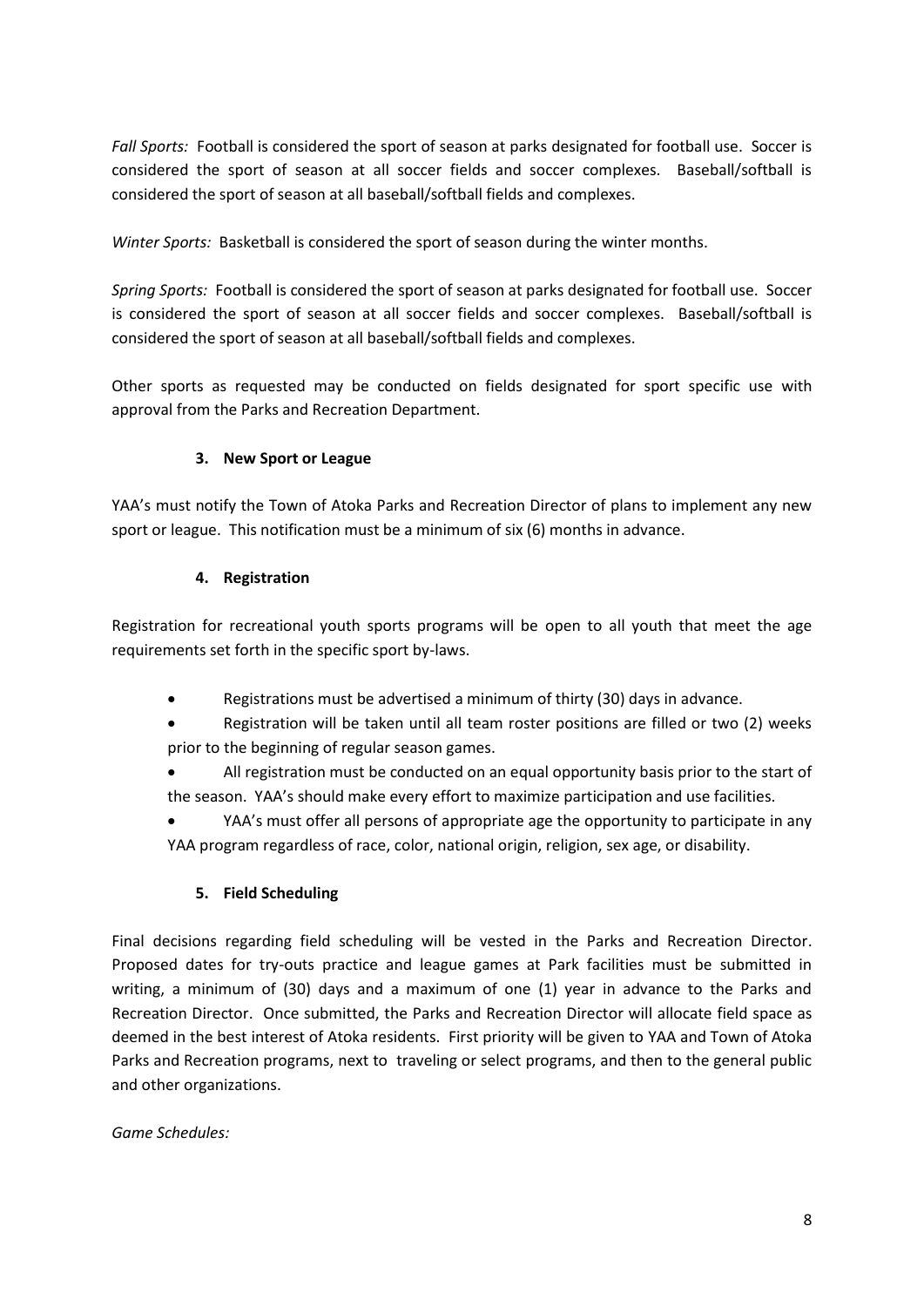*Fall Sports:* Football is considered the sport of season at parks designated for football use. Soccer is considered the sport of season at all soccer fields and soccer complexes. Baseball/softball is considered the sport of season at all baseball/softball fields and complexes.

*Winter Sports:* Basketball is considered the sport of season during the winter months.

*Spring Sports:* Football is considered the sport of season at parks designated for football use. Soccer is considered the sport of season at all soccer fields and soccer complexes. Baseball/softball is considered the sport of season at all baseball/softball fields and complexes.

Other sports as requested may be conducted on fields designated for sport specific use with approval from the Parks and Recreation Department.

### 3. New Sport or League

YAA's must notify the Town of Atoka Parks and Recreation Director of plans to implement any new sport or league. This notification must be a minimum of six (6) months in advance.

### 4. Registration

Registration for recreational youth sports programs will be open to all youth that meet the age requirements set forth in the specific sport by-laws.

- Registrations must be advertised a minimum of thirty (30) days in advance.
- Registration will be taken until all team roster positions are filled or two (2) weeks prior to the beginning of regular season games.
- All registration must be conducted on an equal opportunity basis prior to the start of the season. YAA's should make every effort to maximize participation and use facilities.
- YAA's must offer all persons of appropriate age the opportunity to participate in any YAA program regardless of race, color, national origin, religion, sex age, or disability.

### 5. Field Scheduling

Final decisions regarding field scheduling will be vested in the Parks and Recreation Director. Proposed dates for try-outs practice and league games at Park facilities must be submitted in writing, a minimum of (30) days and a maximum of one (1) year in advance to the Parks and Recreation Director. Once submitted, the Parks and Recreation Director will allocate field space as deemed in the best interest of Atoka residents. First priority will be given to YAA and Town of Atoka Parks and Recreation programs, next to traveling or select programs, and then to the general public and other organizations.

*Game Schedules:*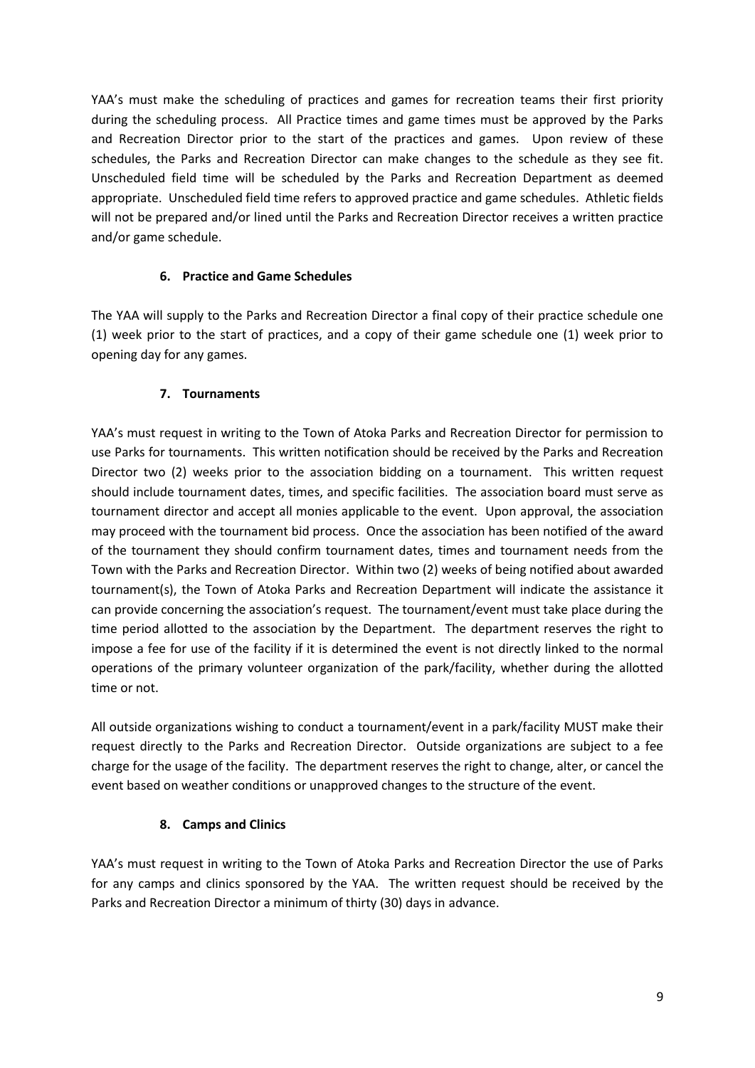YAA's must make the scheduling of practices and games for recreation teams their first priority during the scheduling process. All Practice times and game times must be approved by the Parks and Recreation Director prior to the start of the practices and games. Upon review of these schedules, the Parks and Recreation Director can make changes to the schedule as they see fit. Unscheduled field time will be scheduled by the Parks and Recreation Department as deemed appropriate. Unscheduled field time refers to approved practice and game schedules. Athletic fields will not be prepared and/or lined until the Parks and Recreation Director receives a written practice and/or game schedule.

**6. Practice and Game Schedules**

The YAA will supply to the Parks and Recreation Director a final copy of their practice schedule one (1) week prior to the start of practices, and a copy of their game schedule one (1) week prior to opening day for any games.

**7. Tournaments**

YAA's must request in writing to the Town of Atoka Parks and Recreation Director for permission to use Parks for tournaments. This written notification should be received by the Parks and Recreation Director two (2) weeks prior to the association bidding on a tournament. This written request should include tournament dates, times, and specific facilities. The association board must serve as tournament director and accept all monies applicable to the event. Upon approval, the association may proceed with the tournament bid process. Once the association has been notified of the award of the tournament they should confirm tournament dates, times and tournament needs from the Town with the Parks and Recreation Director. Within two (2) weeks of being notified about awarded tournament(s), the Town of Atoka Parks and Recreation Department will indicate the assistance it can provide concerning the association's request. The tournament/event must take place during the time period allotted to the association by the Department. The department reserves the right to impose a fee for use of the facility if it is determined the event is not directly linked to the normal operations of the primary volunteer organization of the park/facility, whether during the allotted time or not.

All outside organizations wishing to conduct a tournament/event in a park/facility MUST make their request directly to the Parks and Recreation Director. Outside organizations are subject to a fee charge for the usage of the facility. The department reserves the right to change, alter, or cancel the event based on weather conditions or unapproved changes to the structure of the event.

**8. Camps and Clinics**

YAA's must request in writing to the Town of Atoka Parks and Recreation Director the use of Parks for any camps and clinics sponsored by the YAA. The written request should be received by the Parks and Recreation Director a minimum of thirty (30) days in advance.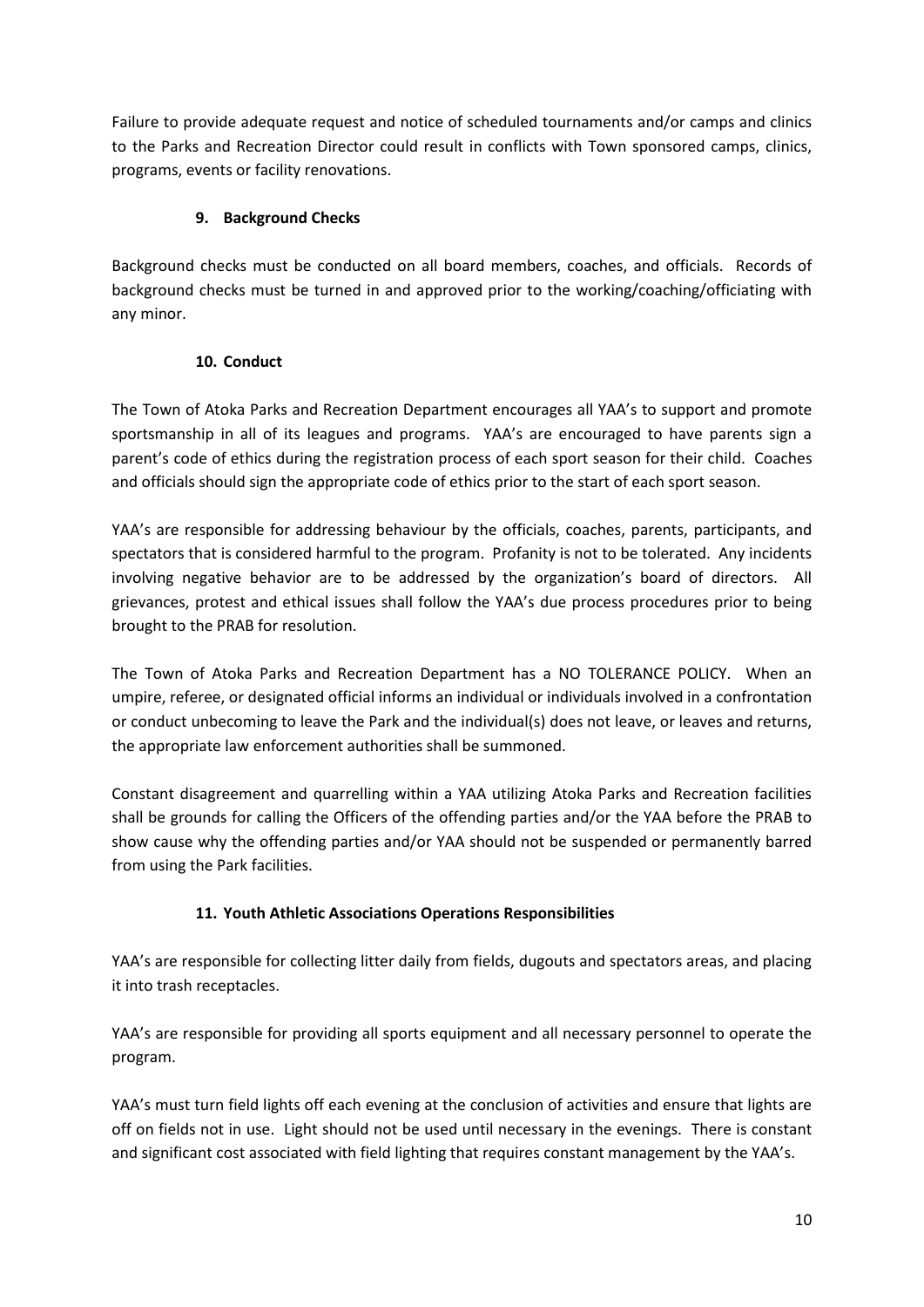Failure to provide adequate request and notice of scheduled tournaments and/or camps and clinics to the Parks and Recreation Director could result in conflicts with Town sponsored camps, clinics, programs, events or facility renovations.

### 9. Background Checks

Background checks must be conducted on all board members, coaches, and officials. Records of background checks must be turned in and approved prior to the working/coaching/officiating with any minor.

### 10. Conduct

The Town of Atoka Parks and Recreation Department encourages all YAA's to support and promote sportsmanship in all of its leagues and programs. YAA's are encouraged to have parents sign a parent's code of ethics during the registration process of each sport season for their child. Coaches and officials should sign the appropriate code of ethics prior to the start of each sport season.

YAA's are responsible for addressing behaviour by the officials, coaches, parents, participants, and spectators that is considered harmful to the program. Profanity is not to be tolerated. Any incidents involving negative behavior are to be addressed by the organization's board of directors. All grievances, protest and ethical issues shall follow the YAA's due process procedures prior to being brought to the PRAB for resolution.

The Town of Atoka Parks and Recreation Department has a NO TOLERANCE POLICY. When an umpire, referee, or designated official informs an individual or individuals involved in a confrontation or conduct unbecoming to leave the Park and the individual(s) does not leave, or leaves and returns, the appropriate law enforcement authorities shall be summoned.

Constant disagreement and quarrelling within a YAA utilizing Atoka Parks and Recreation facilities shall be grounds for calling the Officers of the offending parties and/or the YAA before the PRAB to show cause why the offending parties and/or YAA should not be suspended or permanently barred from using the Park facilities.

### 11. Youth Athletic Associations Operations Responsibilities

YAA's are responsible for collecting litter daily from fields, dugouts and spectators areas, and placing it into trash receptacles.

YAA's are responsible for providing all sports equipment and all necessary personnel to operate the program.

YAA's must turn field lights off each evening at the conclusion of activities and ensure that lights are off on fields not in use. Light should not be used until necessary in the evenings. There is constant and significant cost associated with field lighting that requires constant management by the YAA's.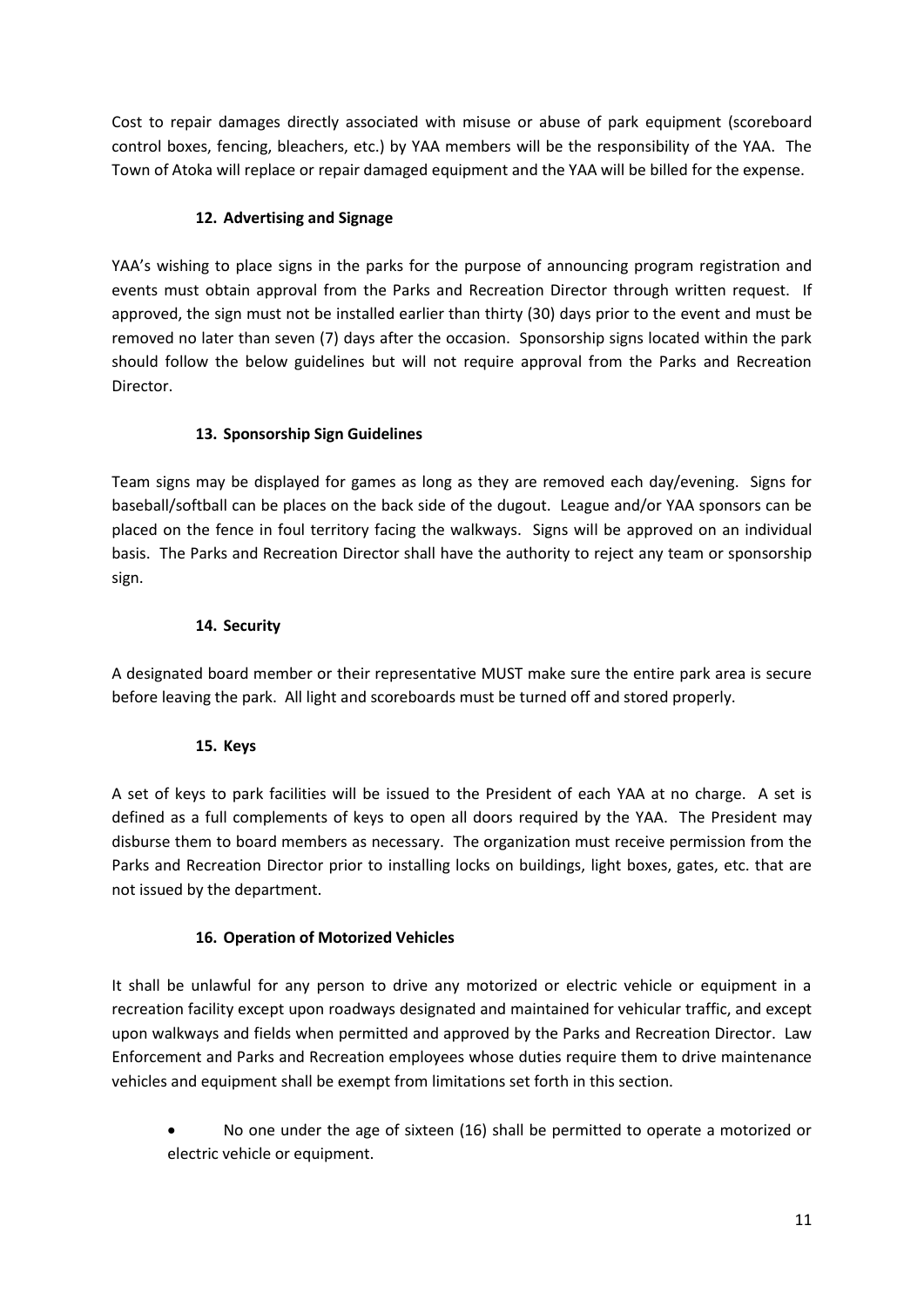Cost to repair damages directly associated with misuse or abuse of park equipment (scoreboard control boxes, fencing, bleachers, etc.) by YAA members will be the responsibility of the YAA. The Town of Atoka will replace or repair damaged equipment and the YAA will be billed for the expense.

### 12. Advertising and Signage

YAA's wishing to place signs in the parks for the purpose of announcing program registration and events must obtain approval from the Parks and Recreation Director through written request. If approved, the sign must not be installed earlier than thirty (30) days prior to the event and must be removed no later than seven (7) days after the occasion. Sponsorship signs located within the park should follow the below guidelines but will not require approval from the Parks and Recreation Director.

### 13. Sponsorship Sign Guidelines

Team signs may be displayed for games as long as they are removed each day/evening. Signs for baseball/softball can be places on the back side of the dugout. League and/or YAA sponsors can be placed on the fence in foul territory facing the walkways. Signs will be approved on an individual basis. The Parks and Recreation Director shall have the authority to reject any team or sponsorship sign.

### 14. Security

A designated board member or their representative MUST make sure the entire park area is secure before leaving the park. All light and scoreboards must be turned off and stored properly.

### 15. Keys

A set of keys to park facilities will be issued to the President of each YAA at no charge. A set is defined as a full complements of keys to open all doors required by the YAA. The President may disburse them to board members as necessary. The organization must receive permission from the Parks and Recreation Director prior to installing locks on buildings, light boxes, gates, etc. that are not issued by the department.

### 16. Operation of Motorized Vehicles

It shall be unlawful for any person to drive any motorized or electric vehicle or equipment in a recreation facility except upon roadways designated and maintained for vehicular traffic, and except upon walkways and fields when permitted and approved by the Parks and Recreation Director. Law Enforcement and Parks and Recreation employees whose duties require them to drive maintenance vehicles and equipment shall be exempt from limitations set forth in this section.

- No one under the age of sixteen (16) shall be permitted to operate a motorized or electric vehicle or equipment.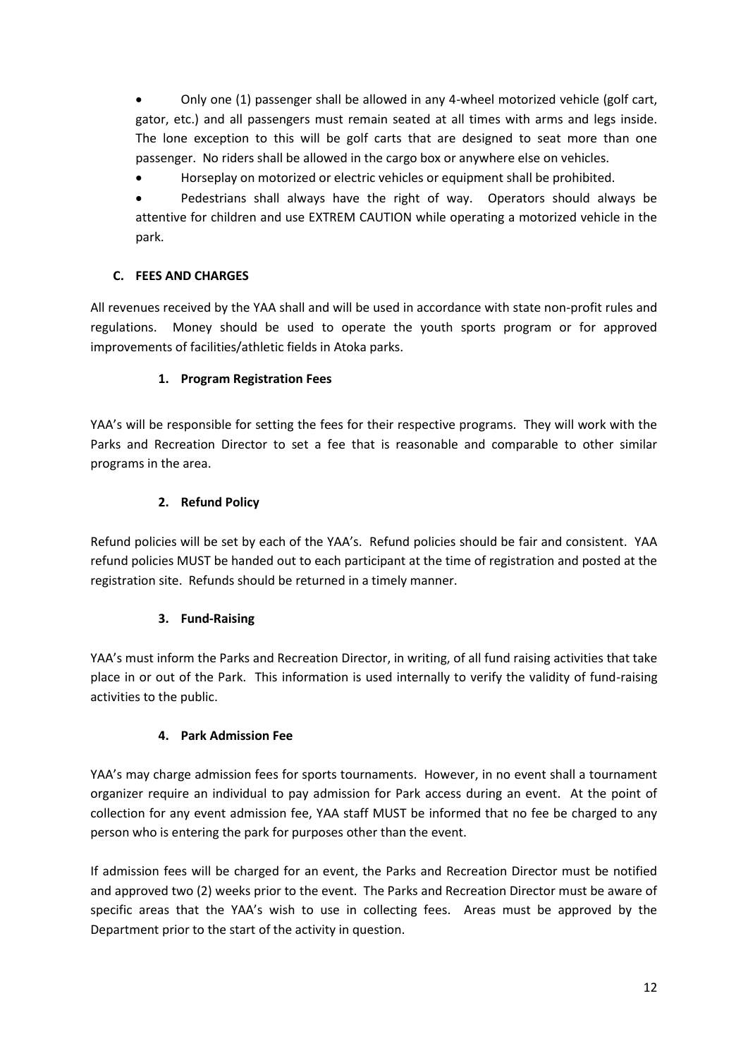- Only one (1) passenger shall be allowed in any 4-wheel motorized vehicle (golf cart, gator, etc.) and all passengers must remain seated at all times with arms and legs inside. The lone exception to this will be golf carts that are designed to seat more than one passenger. No riders shall be allowed in the cargo box or anywhere else on vehicles.
- Horseplay on motorized or electric vehicles or equipment shall be prohibited.
- Pedestrians shall always have the right of way. Operators should always be attentive for children and use EXTREM CAUTION while operating a motorized vehicle in the park.

### C. FEES AND CHARGES

All revenues received by the YAA shall and will be used in accordance with state non-profit rules and regulations. Money should be used to operate the youth sports program or for approved improvements of facilities/athletic fields in Atoka parks.

#### 1. Program Registration Fees

YAA's will be responsible for setting the fees for their respective programs. They will work with the Parks and Recreation Director to set a fee that is reasonable and comparable to other similar programs in the area.

#### 2. Refund Policy

Refund policies will be set by each of the YAA's. Refund policies should be fair and consistent. YAA refund policies MUST be handed out to each participant at the time of registration and posted at the registration site. Refunds should be returned in a timely manner.

#### 3. Fund-Raising

YAA's must inform the Parks and Recreation Director, in writing, of all fund raising activities that take place in or out of the Park. This information is used internally to verify the validity of fund-raising activities to the public.

#### 4. Park Admission Fee

YAA's may charge admission fees for sports tournaments. However, in no event shall a tournament organizer require an individual to pay admission for Park access during an event. At the point of collection for any event admission fee, YAA staff MUST be informed that no fee be charged to any person who is entering the park for purposes other than the event.

If admission fees will be charged for an event, the Parks and Recreation Director must be notified and approved two (2) weeks prior to the event. The Parks and Recreation Director must be aware of specific areas that the YAA's wish to use in collecting fees. Areas must be approved by the Department prior to the start of the activity in question.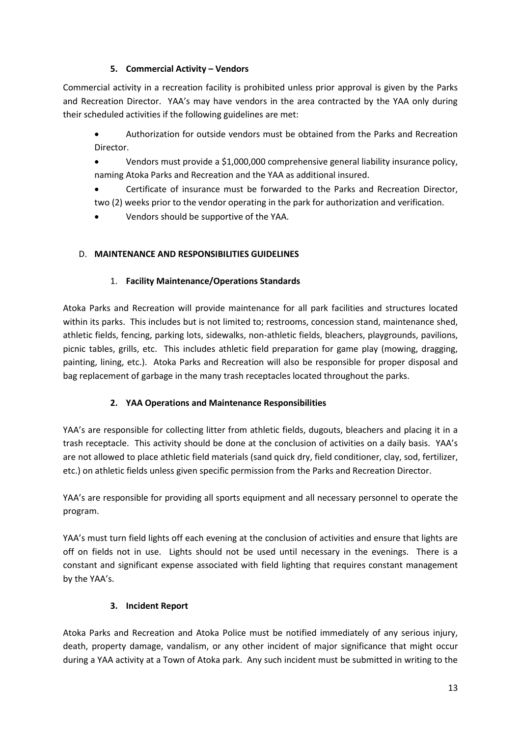### 5. Commercial Activity – Vendors

Commercial activity in a recreation facility is prohibited unless prior approval is given by the Parks and Recreation Director. YAA's may have vendors in the area contracted by the YAA only during their scheduled activities if the following guidelines are met:

- Authorization for outside vendors must be obtained from the Parks and Recreation Director.
- Vendors must provide a $1,000,000 comprehensive general liability insurance policy, naming Atoka Parks and Recreation and the YAA as additional insured.
- Certificate of insurance must be forwarded to the Parks and Recreation Director, two (2) weeks prior to the vendor operating in the park for authorization and verification.
- Vendors should be supportive of the YAA.

## D. MAINTENANCE AND RESPONSIBILITIES GUIDELINES

### 1. Facility Maintenance/Operations Standards

Atoka Parks and Recreation will provide maintenance for all park facilities and structures located within its parks. This includes but is not limited to; restrooms, concession stand, maintenance shed, athletic fields, fencing, parking lots, sidewalks, non-athletic fields, bleachers, playgrounds, pavilions, picnic tables, grills, etc. This includes athletic field preparation for game play (mowing, dragging, painting, lining, etc.). Atoka Parks and Recreation will also be responsible for proper disposal and bag replacement of garbage in the many trash receptacles located throughout the parks.

### 2. YAA Operations and Maintenance Responsibilities

YAA's are responsible for collecting litter from athletic fields, dugouts, bleachers and placing it in a trash receptacle. This activity should be done at the conclusion of activities on a daily basis. YAA's are not allowed to place athletic field materials (sand quick dry, field conditioner, clay, sod, fertilizer, etc.) on athletic fields unless given specific permission from the Parks and Recreation Director.

YAA's are responsible for providing all sports equipment and all necessary personnel to operate the program.

YAA's must turn field lights off each evening at the conclusion of activities and ensure that lights are off on fields not in use. Lights should not be used until necessary in the evenings. There is a constant and significant expense associated with field lighting that requires constant management by the YAA's.

### 3. Incident Report

Atoka Parks and Recreation and Atoka Police must be notified immediately of any serious injury, death, property damage, vandalism, or any other incident of major significance that might occur during a YAA activity at a Town of Atoka park. Any such incident must be submitted in writing to the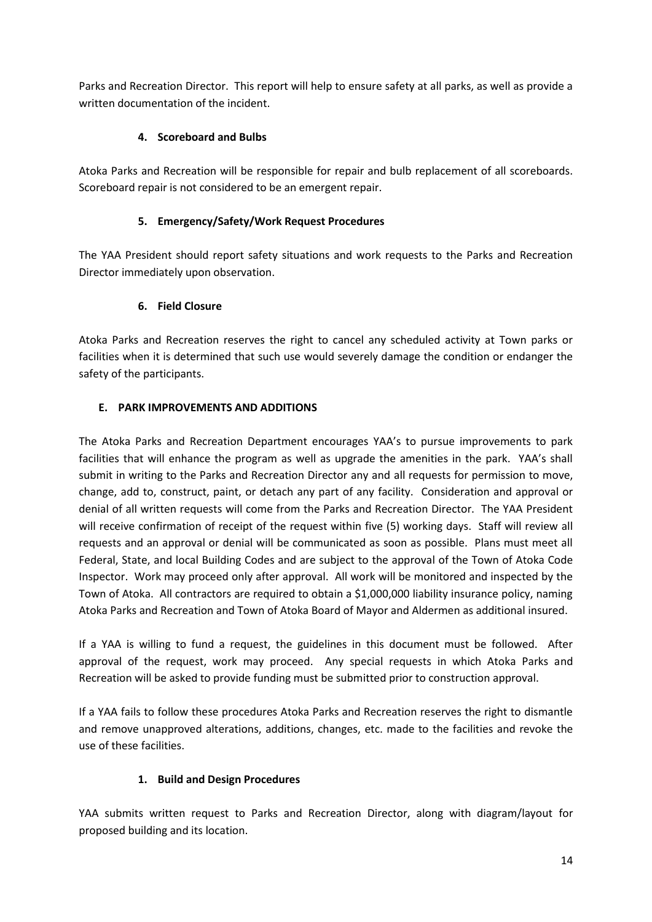Parks and Recreation Director. This report will help to ensure safety at all parks, as well as provide a written documentation of the incident.

### 4. Scoreboard and Bulbs

Atoka Parks and Recreation will be responsible for repair and bulb replacement of all scoreboards. Scoreboard repair is not considered to be an emergent repair.

### 5. Emergency/Safety/Work Request Procedures

The YAA President should report safety situations and work requests to the Parks and Recreation Director immediately upon observation.

### 6. Field Closure

Atoka Parks and Recreation reserves the right to cancel any scheduled activity at Town parks or facilities when it is determined that such use would severely damage the condition or endanger the safety of the participants.

## E. PARK IMPROVEMENTS AND ADDITIONS

The Atoka Parks and Recreation Department encourages YAA's to pursue improvements to park facilities that will enhance the program as well as upgrade the amenities in the park. YAA's shall submit in writing to the Parks and Recreation Director any and all requests for permission to move, change, add to, construct, paint, or detach any part of any facility. Consideration and approval or denial of all written requests will come from the Parks and Recreation Director. The YAA President will receive confirmation of receipt of the request within five (5) working days. Staff will review all requests and an approval or denial will be communicated as soon as possible. Plans must meet all Federal, State, and local Building Codes and are subject to the approval of the Town of Atoka Code Inspector. Work may proceed only after approval. All work will be monitored and inspected by the Town of Atoka. All contractors are required to obtain a $1,000,000 liability insurance policy, naming Atoka Parks and Recreation and Town of Atoka Board of Mayor and Aldermen as additional insured.

If a YAA is willing to fund a request, the guidelines in this document must be followed. After approval of the request, work may proceed. Any special requests in which Atoka Parks and Recreation will be asked to provide funding must be submitted prior to construction approval.

If a YAA fails to follow these procedures Atoka Parks and Recreation reserves the right to dismantle and remove unapproved alterations, additions, changes, etc. made to the facilities and revoke the use of these facilities.

### 1. Build and Design Procedures

YAA submits written request to Parks and Recreation Director, along with diagram/layout for proposed building and its location.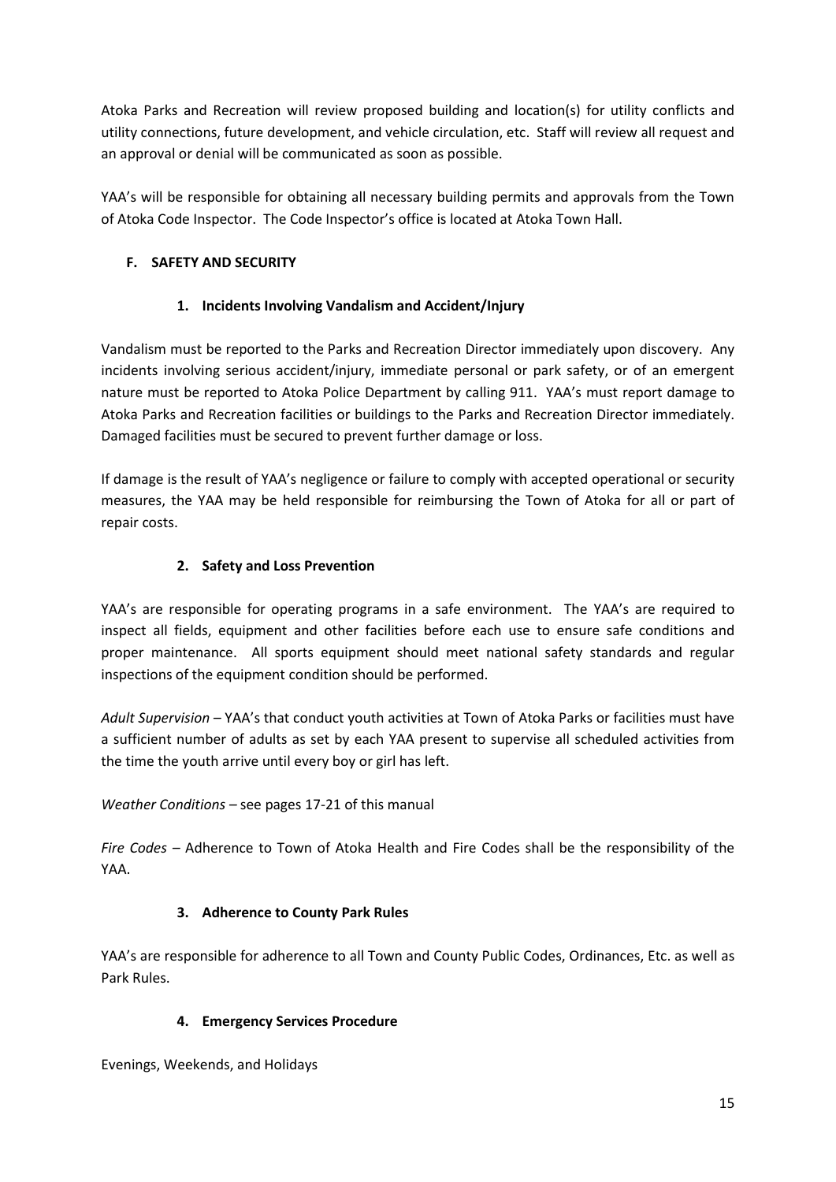Atoka Parks and Recreation will review proposed building and location(s) for utility conflicts and utility connections, future development, and vehicle circulation, etc. Staff will review all request and an approval or denial will be communicated as soon as possible.

YAA's will be responsible for obtaining all necessary building permits and approvals from the Town of Atoka Code Inspector. The Code Inspector's office is located at Atoka Town Hall.

### F. SAFETY AND SECURITY

#### 1. Incidents Involving Vandalism and Accident/Injury

Vandalism must be reported to the Parks and Recreation Director immediately upon discovery. Any incidents involving serious accident/injury, immediate personal or park safety, or of an emergent nature must be reported to Atoka Police Department by calling 911. YAA's must report damage to Atoka Parks and Recreation facilities or buildings to the Parks and Recreation Director immediately. Damaged facilities must be secured to prevent further damage or loss.

If damage is the result of YAA's negligence or failure to comply with accepted operational or security measures, the YAA may be held responsible for reimbursing the Town of Atoka for all or part of repair costs.

#### 2. Safety and Loss Prevention

YAA's are responsible for operating programs in a safe environment. The YAA's are required to inspect all fields, equipment and other facilities before each use to ensure safe conditions and proper maintenance. All sports equipment should meet national safety standards and regular inspections of the equipment condition should be performed.

*Adult Supervision* – YAA's that conduct youth activities at Town of Atoka Parks or facilities must have a sufficient number of adults as set by each YAA present to supervise all scheduled activities from the time the youth arrive until every boy or girl has left.

*Weather Conditions* – see pages 17-21 of this manual

*Fire Codes* – Adherence to Town of Atoka Health and Fire Codes shall be the responsibility of the YAA.

#### 3. Adherence to County Park Rules

YAA's are responsible for adherence to all Town and County Public Codes, Ordinances, Etc. as well as Park Rules.

#### 4. Emergency Services Procedure

Evenings, Weekends, and Holidays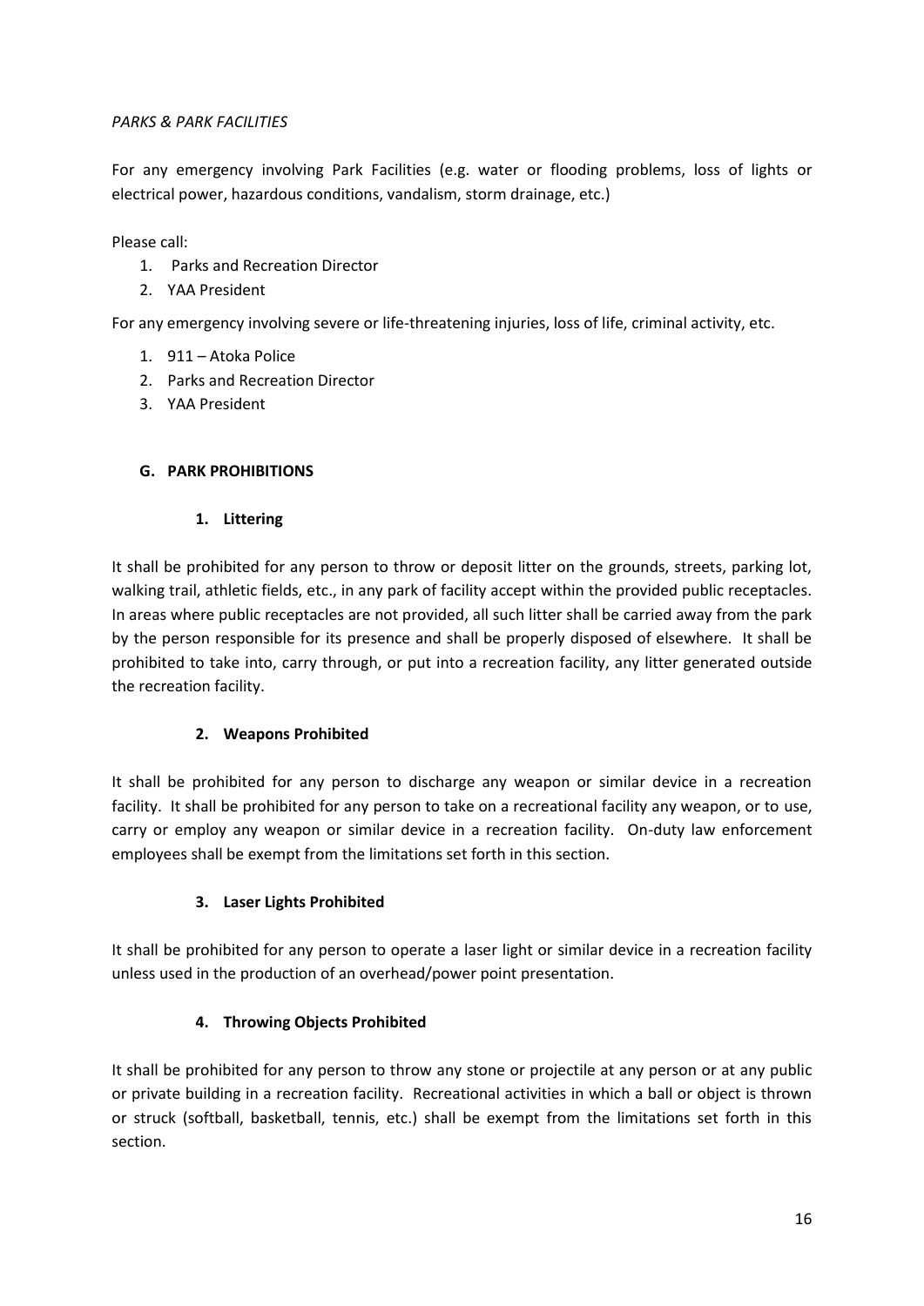*PARKS & PARK FACILITIES*

For any emergency involving Park Facilities (e.g. water or flooding problems, loss of lights or electrical power, hazardous conditions, vandalism, storm drainage, etc.)

Please call:

1. Parks and Recreation Director
2. YAA President

For any emergency involving severe or life-threatening injuries, loss of life, criminal activity, etc.

1. 911 – Atoka Police
2. Parks and Recreation Director
3. YAA President

### G. PARK PROHIBITIONS

#### 1. Littering

It shall be prohibited for any person to throw or deposit litter on the grounds, streets, parking lot, walking trail, athletic fields, etc., in any park of facility accept within the provided public receptacles. In areas where public receptacles are not provided, all such litter shall be carried away from the park by the person responsible for its presence and shall be properly disposed of elsewhere. It shall be prohibited to take into, carry through, or put into a recreation facility, any litter generated outside the recreation facility.

#### 2. Weapons Prohibited

It shall be prohibited for any person to discharge any weapon or similar device in a recreation facility. It shall be prohibited for any person to take on a recreational facility any weapon, or to use, carry or employ any weapon or similar device in a recreation facility. On-duty law enforcement employees shall be exempt from the limitations set forth in this section.

#### 3. Laser Lights Prohibited

It shall be prohibited for any person to operate a laser light or similar device in a recreation facility unless used in the production of an overhead/power point presentation.

#### 4. Throwing Objects Prohibited

It shall be prohibited for any person to throw any stone or projectile at any person or at any public or private building in a recreation facility. Recreational activities in which a ball or object is thrown or struck (softball, basketball, tennis, etc.) shall be exempt from the limitations set forth in this section.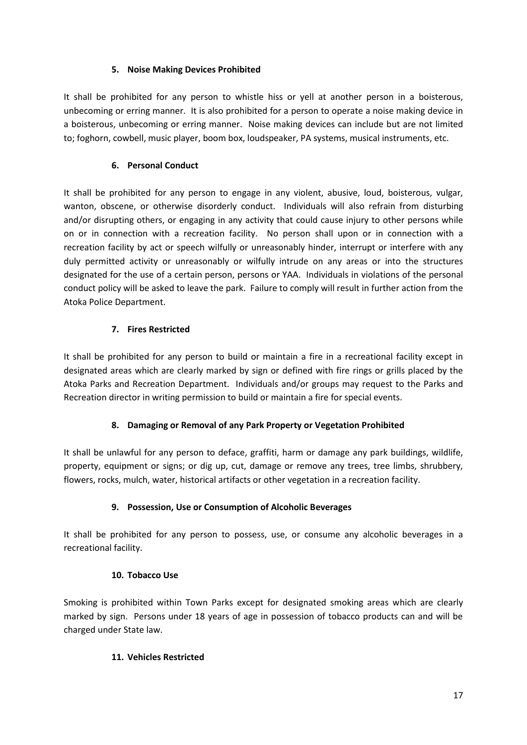### 5. Noise Making Devices Prohibited

It shall be prohibited for any person to whistle hiss or yell at another person in a boisterous, unbecoming or erring manner. It is also prohibited for a person to operate a noise making device in a boisterous, unbecoming or erring manner. Noise making devices can include but are not limited to; foghorn, cowbell, music player, boom box, loudspeaker, PA systems, musical instruments, etc.

### 6. Personal Conduct

It shall be prohibited for any person to engage in any violent, abusive, loud, boisterous, vulgar, wanton, obscene, or otherwise disorderly conduct. Individuals will also refrain from disturbing and/or disrupting others, or engaging in any activity that could cause injury to other persons while on or in connection with a recreation facility. No person shall upon or in connection with a recreation facility by act or speech wilfully or unreasonably hinder, interrupt or interfere with any duly permitted activity or unreasonably or wilfully intrude on any areas or into the structures designated for the use of a certain person, persons or YAA. Individuals in violations of the personal conduct policy will be asked to leave the park. Failure to comply will result in further action from the Atoka Police Department.

### 7. Fires Restricted

It shall be prohibited for any person to build or maintain a fire in a recreational facility except in designated areas which are clearly marked by sign or defined with fire rings or grills placed by the Atoka Parks and Recreation Department. Individuals and/or groups may request to the Parks and Recreation director in writing permission to build or maintain a fire for special events.

### 8. Damaging or Removal of any Park Property or Vegetation Prohibited

It shall be unlawful for any person to deface, graffiti, harm or damage any park buildings, wildlife, property, equipment or signs; or dig up, cut, damage or remove any trees, tree limbs, shrubbery, flowers, rocks, mulch, water, historical artifacts or other vegetation in a recreation facility.

### 9. Possession, Use or Consumption of Alcoholic Beverages

It shall be prohibited for any person to possess, use, or consume any alcoholic beverages in a recreational facility.

### 10. Tobacco Use

Smoking is prohibited within Town Parks except for designated smoking areas which are clearly marked by sign. Persons under 18 years of age in possession of tobacco products can and will be charged under State law.

### 11. Vehicles Restricted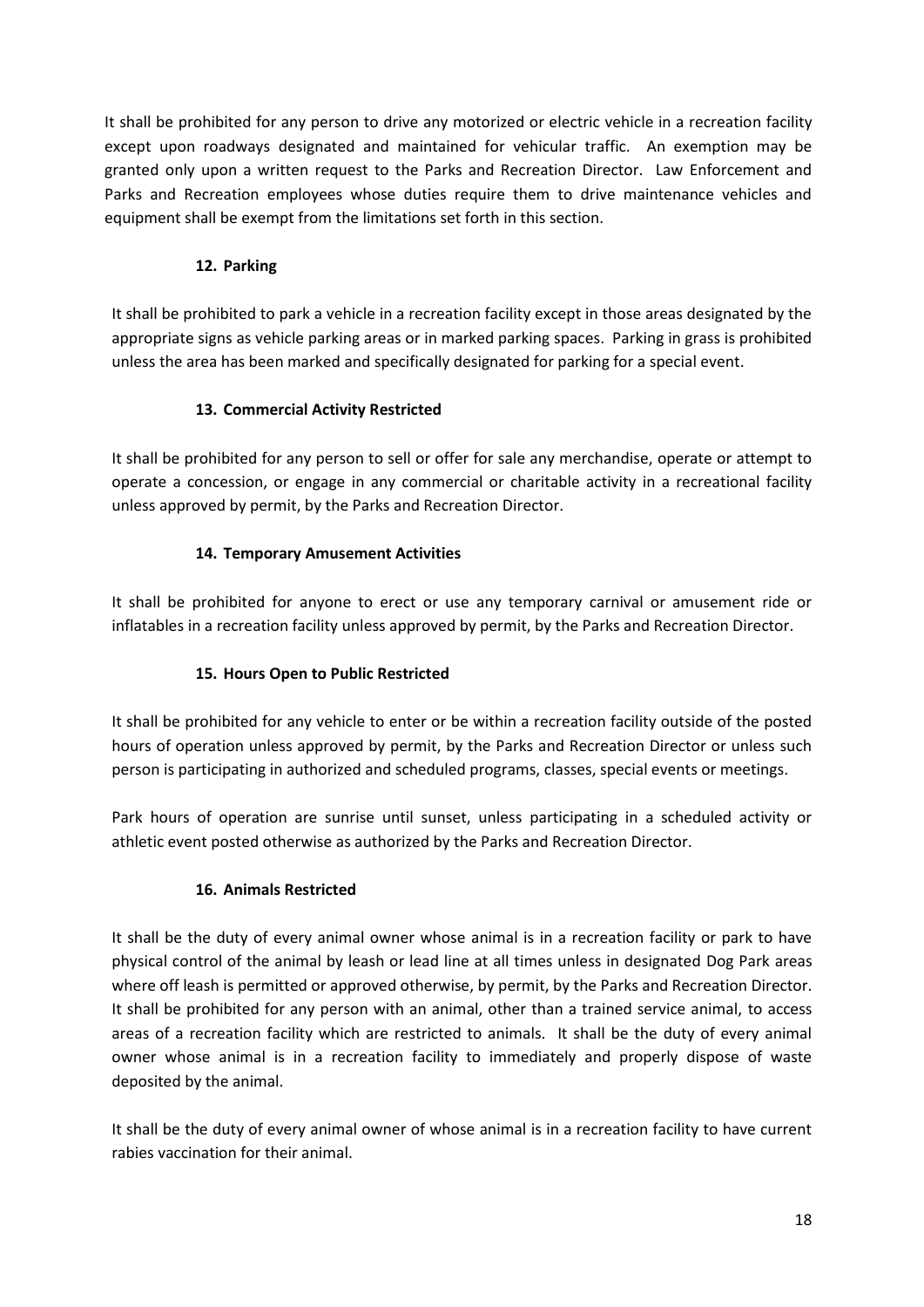It shall be prohibited for any person to drive any motorized or electric vehicle in a recreation facility except upon roadways designated and maintained for vehicular traffic. An exemption may be granted only upon a written request to the Parks and Recreation Director. Law Enforcement and Parks and Recreation employees whose duties require them to drive maintenance vehicles and equipment shall be exempt from the limitations set forth in this section.

### 12. Parking

It shall be prohibited to park a vehicle in a recreation facility except in those areas designated by the appropriate signs as vehicle parking areas or in marked parking spaces. Parking in grass is prohibited unless the area has been marked and specifically designated for parking for a special event.

### 13. Commercial Activity Restricted

It shall be prohibited for any person to sell or offer for sale any merchandise, operate or attempt to operate a concession, or engage in any commercial or charitable activity in a recreational facility unless approved by permit, by the Parks and Recreation Director.

### 14. Temporary Amusement Activities

It shall be prohibited for anyone to erect or use any temporary carnival or amusement ride or inflatables in a recreation facility unless approved by permit, by the Parks and Recreation Director.

### 15. Hours Open to Public Restricted

It shall be prohibited for any vehicle to enter or be within a recreation facility outside of the posted hours of operation unless approved by permit, by the Parks and Recreation Director or unless such person is participating in authorized and scheduled programs, classes, special events or meetings.

Park hours of operation are sunrise until sunset, unless participating in a scheduled activity or athletic event posted otherwise as authorized by the Parks and Recreation Director.

### 16. Animals Restricted

It shall be the duty of every animal owner whose animal is in a recreation facility or park to have physical control of the animal by leash or lead line at all times unless in designated Dog Park areas where off leash is permitted or approved otherwise, by permit, by the Parks and Recreation Director. It shall be prohibited for any person with an animal, other than a trained service animal, to access areas of a recreation facility which are restricted to animals. It shall be the duty of every animal owner whose animal is in a recreation facility to immediately and properly dispose of waste deposited by the animal.

It shall be the duty of every animal owner of whose animal is in a recreation facility to have current rabies vaccination for their animal.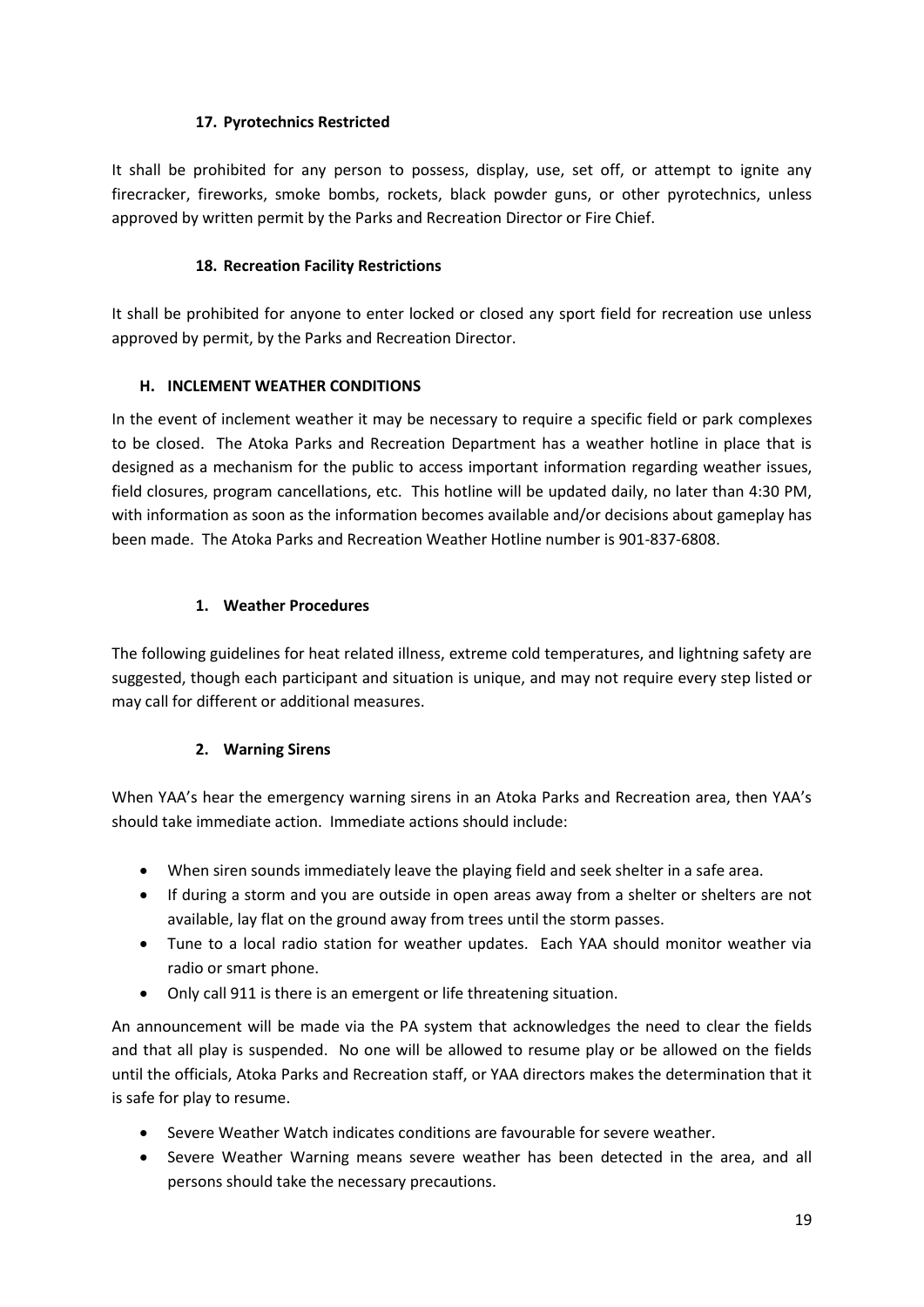#### 17. Pyrotechnics Restricted

It shall be prohibited for any person to possess, display, use, set off, or attempt to ignite any firecracker, fireworks, smoke bombs, rockets, black powder guns, or other pyrotechnics, unless approved by written permit by the Parks and Recreation Director or Fire Chief.

#### 18. Recreation Facility Restrictions

It shall be prohibited for anyone to enter locked or closed any sport field for recreation use unless approved by permit, by the Parks and Recreation Director.

### H. INCLEMENT WEATHER CONDITIONS

In the event of inclement weather it may be necessary to require a specific field or park complexes to be closed. The Atoka Parks and Recreation Department has a weather hotline in place that is designed as a mechanism for the public to access important information regarding weather issues, field closures, program cancellations, etc. This hotline will be updated daily, no later than 4:30 PM, with information as soon as the information becomes available and/or decisions about gameplay has been made. The Atoka Parks and Recreation Weather Hotline number is 901-837-6808.

#### 1. Weather Procedures

The following guidelines for heat related illness, extreme cold temperatures, and lightning safety are suggested, though each participant and situation is unique, and may not require every step listed or may call for different or additional measures.

#### 2. Warning Sirens

When YAA's hear the emergency warning sirens in an Atoka Parks and Recreation area, then YAA's should take immediate action. Immediate actions should include:

- When siren sounds immediately leave the playing field and seek shelter in a safe area.
- If during a storm and you are outside in open areas away from a shelter or shelters are not available, lay flat on the ground away from trees until the storm passes.
- Tune to a local radio station for weather updates. Each YAA should monitor weather via radio or smart phone.
- Only call 911 is there is an emergent or life threatening situation.

An announcement will be made via the PA system that acknowledges the need to clear the fields and that all play is suspended. No one will be allowed to resume play or be allowed on the fields until the officials, Atoka Parks and Recreation staff, or YAA directors makes the determination that it is safe for play to resume.

- Severe Weather Watch indicates conditions are favourable for severe weather.
- Severe Weather Warning means severe weather has been detected in the area, and all persons should take the necessary precautions.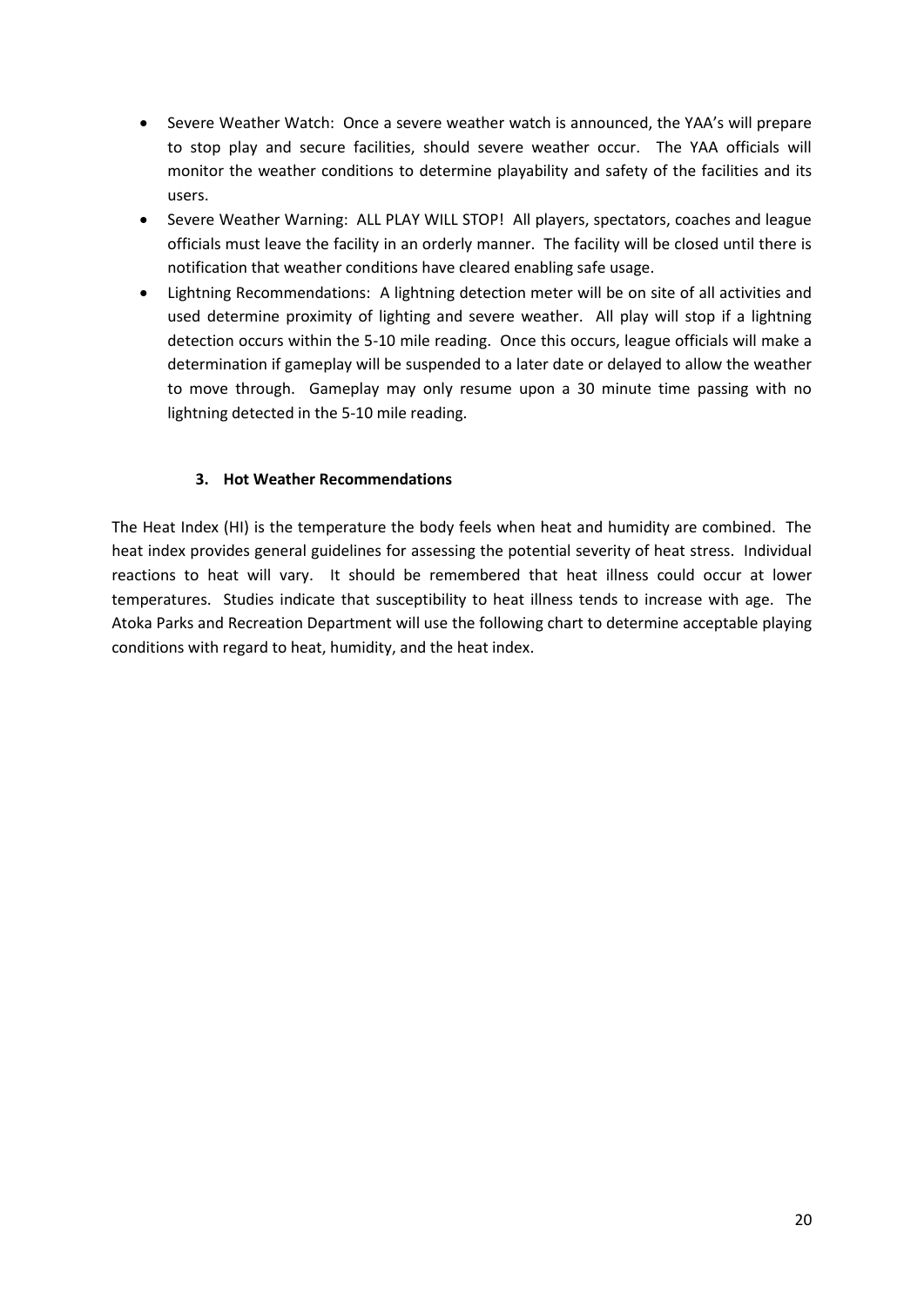- Severe Weather Watch: Once a severe weather watch is announced, the YAA's will prepare to stop play and secure facilities, should severe weather occur. The YAA officials will monitor the weather conditions to determine playability and safety of the facilities and its users.
- Severe Weather Warning: ALL PLAY WILL STOP! All players, spectators, coaches and league officials must leave the facility in an orderly manner. The facility will be closed until there is notification that weather conditions have cleared enabling safe usage.
- Lightning Recommendations: A lightning detection meter will be on site of all activities and used determine proximity of lighting and severe weather. All play will stop if a lightning detection occurs within the 5-10 mile reading. Once this occurs, league officials will make a determination if gameplay will be suspended to a later date or delayed to allow the weather to move through. Gameplay may only resume upon a 30 minute time passing with no lightning detected in the 5-10 mile reading.

### 3. Hot Weather Recommendations

The Heat Index (HI) is the temperature the body feels when heat and humidity are combined. The heat index provides general guidelines for assessing the potential severity of heat stress. Individual reactions to heat will vary. It should be remembered that heat illness could occur at lower temperatures. Studies indicate that susceptibility to heat illness tends to increase with age. The Atoka Parks and Recreation Department will use the following chart to determine acceptable playing conditions with regard to heat, humidity, and the heat index.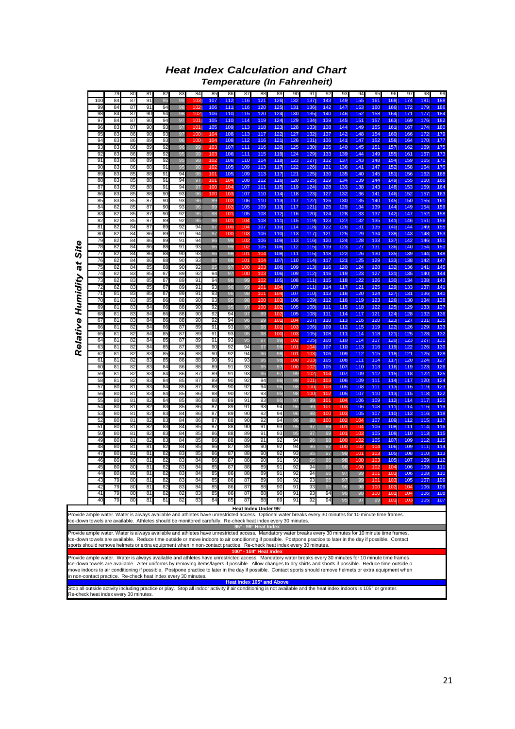# Heat Index Calculation and Chart

## Temperature (In Fahrenheit)

*Relative Humidity at Site*

| RH | 79 | 80 | 81 | 82 | 83 | 84 | 85 | 86 | 87 | 88 | 89 | 90 | 91 | 92 | 93 | 94 | 95 | 96 | 97 | 98 | 99 |
|---|---|---|---|---|---|---|---|---|---|---|---|---|---|---|---|---|---|---|---|---|---|
| 100 | 84 | 87 | 91 | 95 | 99 | 103 | 107 | 112 | 116 | 121 | 126 | 132 | 137 | 143 | 149 | 155 | 161 | 168 | 174 | 181 | 188 |
| 99 | 84 | 87 | 91 | 94 | 98 | 102 | 106 | 111 | 116 | 120 | 125 | 131 | 136 | 142 | 147 | 153 | 160 | 166 | 172 | 179 | 186 |
| 98 | 84 | 87 | 90 | 94 | 98 | 102 | 106 | 110 | 115 | 120 | 124 | 130 | 135 | 140 | 146 | 152 | 158 | 164 | 171 | 177 | 184 |
| 97 | 84 | 87 | 90 | 94 | 97 | 101 | 105 | 110 | 114 | 119 | 124 | 129 | 134 | 139 | 145 | 151 | 157 | 163 | 169 | 176 | 182 |
| 96 | 83 | 87 | 90 | 93 | 97 | 101 | 105 | 109 | 113 | 118 | 123 | 128 | 133 | 138 | 144 | 149 | 155 | 161 | 167 | 174 | 180 |
| 95 | 83 | 86 | 90 | 93 | 97 | 100 | 104 | 108 | 113 | 117 | 122 | 127 | 132 | 137 | 142 | 148 | 154 | 160 | 166 | 172 | 179 |
| 94 | 83 | 86 | 89 | 93 | 96 | 100 | 104 | 108 | 112 | 116 | 121 | 126 | 131 | 136 | 141 | 147 | 152 | 158 | 164 | 170 | 177 |
| 93 | 83 | 86 | 89 | 92 | 96 | 99 | 103 | 107 | 111 | 116 | 120 | 125 | 130 | 135 | 140 | 145 | 151 | 157 | 162 | 169 | 175 |
| 92 | 83 | 86 | 89 | 92 | 95 | 99 | 103 | 106 | 111 | 115 | 119 | 124 | 129 | 133 | 139 | 144 | 149 | 155 | 161 | 167 | 173 |
| 91 | 83 | 86 | 89 | 92 | 95 | 98 | 102 | 106 | 110 | 114 | 118 | 123 | 127 | 132 | 137 | 143 | 148 | 154 | 159 | 165 | 171 |
| 90 | 83 | 86 | 88 | 91 | 95 | 98 | 102 | 105 | 109 | 113 | 117 | 122 | 126 | 131 | 136 | 141 | 147 | 152 | 158 | 164 | 170 |
| 89 | 83 | 85 | 88 | 91 | 94 | 98 | 101 | 105 | 109 | 113 | 117 | 121 | 125 | 130 | 135 | 140 | 145 | 151 | 156 | 162 | 168 |
| 88 | 83 | 85 | 88 | 91 | 94 | 97 | 101 | 104 | 108 | 112 | 116 | 120 | 125 | 129 | 134 | 139 | 144 | 149 | 155 | 160 | 166 |
| 87 | 83 | 85 | 88 | 91 | 94 | 97 | 100 | 104 | 107 | 111 | 115 | 119 | 124 | 128 | 133 | 138 | 143 | 148 | 153 | 159 | 164 |
| 86 | 83 | 85 | 88 | 90 | 93 | 96 | 100 | 103 | 107 | 110 | 114 | 118 | 123 | 127 | 132 | 136 | 141 | 146 | 152 | 157 | 163 |
| 85 | 83 | 85 | 87 | 90 | 93 | 96 | 99 | 102 | 106 | 110 | 113 | 117 | 122 | 126 | 130 | 135 | 140 | 145 | 150 | 155 | 161 |
| 84 | 82 | 85 | 87 | 90 | 93 | 96 | 99 | 102 | 105 | 109 | 113 | 117 | 121 | 125 | 129 | 134 | 139 | 144 | 149 | 154 | 159 |
| 83 | 82 | 85 | 87 | 90 | 92 | 95 | 98 | 101 | 105 | 108 | 112 | 116 | 120 | 124 | 128 | 133 | 137 | 142 | 147 | 152 | 158 |
| 82 | 82 | 85 | 87 | 89 | 92 | 95 | 98 | 101 | 104 | 108 | 111 | 115 | 119 | 123 | 127 | 132 | 135 | 141 | 146 | 151 | 156 |
| 81 | 82 | 84 | 87 | 89 | 92 | 94 | 97 | 100 | 104 | 107 | 110 | 114 | 118 | 122 | 126 | 131 | 135 | 140 | 144 | 149 | 155 |
| 80 | 82 | 84 | 86 | 89 | 91 | 94 | 97 | 100 | 103 | 106 | 110 | 113 | 117 | 121 | 125 | 129 | 134 | 138 | 143 | 148 | 153 |
| 79 | 82 | 84 | 86 | 89 | 91 | 94 | 96 | 99 | 102 | 106 | 109 | 113 | 116 | 120 | 124 | 128 | 133 | 137 | 142 | 146 | 151 |
| 78 | 82 | 84 | 86 | 88 | 91 | 93 | 96 | 99 | 102 | 105 | 108 | 112 | 115 | 119 | 123 | 127 | 131 | 136 | 140 | 154 | 150 |
| 77 | 82 | 84 | 86 | 88 | 90 | 93 | 96 | 98 | 101 | 104 | 108 | 111 | 115 | 118 | 122 | 126 | 130 | 135 | 139 | 144 | 148 |
| 76 | 82 | 84 | 86 | 88 | 90 | 93 | 95 | 98 | 101 | 104 | 107 | 110 | 114 | 117 | 121 | 125 | 129 | 133 | 138 | 142 | 147 |
| 75 | 82 | 84 | 85 | 88 | 90 | 92 | 95 | 97 | 100 | 103 | 106 | 109 | 113 | 116 | 120 | 124 | 128 | 132 | 136 | 141 | 145 |
| 74 | 82 | 83 | 85 | 87 | 89 | 92 | 94 | 97 | 100 | 103 | 106 | 109 | 112 | 116 | 119 | 123 | 127 | 131 | 135 | 140 | 144 |
| 73 | 82 | 83 | 85 | 87 | 89 | 91 | 94 | 96 | 99 | 102 | 105 | 108 | 111 | 115 | 118 | 122 | 126 | 130 | 134 | 138 | 143 |
| 72 | 82 | 83 | 85 | 87 | 89 | 91 | 93 | 96 | 99 | 101 | 104 | 107 | 111 | 114 | 117 | 121 | 125 | 129 | 133 | 137 | 141 |
| 71 | 81 | 83 | 85 | 87 | 89 | 91 | 93 | 96 | 98 | 101 | 104 | 107 | 110 | 113 | 116 | 120 | 124 | 127 | 131 | 136 | 140 |
| 70 | 81 | 83 | 85 | 86 | 88 | 90 | 93 | 95 | 98 | 100 | 103 | 106 | 109 | 112 | 116 | 119 | 123 | 126 | 130 | 134 | 138 |
| 69 | 81 | 83 | 84 | 86 | 88 | 90 | 92 | 95 | 97 | 100 | 102 | 105 | 108 | 111 | 115 | 118 | 122 | 125 | 129 | 133 | 137 |
| 68 | 81 | 83 | 84 | 86 | 88 | 90 | 92 | 94 | 97 | 99 | 102 | 105 | 108 | 111 | 114 | 117 | 121 | 124 | 128 | 132 | 136 |
| 67 | 81 | 83 | 84 | 86 | 88 | 90 | 92 | 94 | 96 | 99 | 101 | 104 | 107 | 110 | 113 | 116 | 120 | 123 | 127 | 131 | 135 |
| 66 | 81 | 82 | 84 | 86 | 87 | 89 | 91 | 93 | 96 | 98 | 101 | 103 | 106 | 109 | 112 | 115 | 119 | 122 | 126 | 129 | 133 |
| 65 | 81 | 82 | 84 | 85 | 87 | 89 | 91 | 93 | 95 | 98 | 100 | 103 | 105 | 108 | 111 | 114 | 118 | 121 | 125 | 128 | 132 |
| 64 | 81 | 82 | 84 | 85 | 87 | 89 | 91 | 93 | 95 | 97 | 99 | 102 | 105 | 108 | 110 | 114 | 117 | 120 | 123 | 127 | 131 |
| 63 | 81 | 82 | 84 | 85 | 87 | 88 | 90 | 92 | 94 | 97 | 99 | 101 | 104 | 107 | 110 | 113 | 116 | 119 | 122 | 126 | 130 |
| 62 | 81 | 82 | 83 | 85 | 86 | 88 | 90 | 92 | 94 | 96 | 98 | 101 | 103 | 106 | 109 | 112 | 115 | 118 | 121 | 125 | 128 |
| 61 | 81 | 82 | 83 | 85 | 86 | 88 | 90 | 91 | 93 | 96 | 98 | 100 | 103 | 105 | 108 | 111 | 114 | 117 | 120 | 124 | 127 |
| 60 | 81 | 82 | 83 | 84 | 86 | 88 | 89 | 91 | 93 | 95 | 97 | 100 | 102 | 105 | 107 | 110 | 113 | 116 | 119 | 123 | 126 |
| 59 | 81 | 82 | 83 | 84 | 86 | 87 | 89 | 91 | 93 | 95 | 97 | 99 | 102 | 104 | 107 | 109 | 112 | 115 | 118 | 122 | 125 |
| 58 | 81 | 82 | 83 | 84 | 85 | 87 | 89 | 90 | 92 | 94 | 96 | 99 | 101 | 103 | 106 | 109 | 111 | 114 | 117 | 120 | 124 |
| 57 | 80 | 81 | 83 | 84 | 85 | 87 | 88 | 90 | 92 | 94 | 96 | 98 | 100 | 103 | 105 | 108 | 111 | 113 | 116 | 119 | 123 |
| 56 | 80 | 81 | 83 | 84 | 85 | 86 | 88 | 90 | 92 | 93 | 95 | 98 | 100 | 102 | 105 | 107 | 110 | 113 | 115 | 118 | 122 |
| 55 | 80 | 81 | 82 | 84 | 85 | 86 | 88 | 89 | 91 | 93 | 95 | 97 | 99 | 101 | 104 | 106 | 109 | 112 | 114 | 117 | 120 |
| 54 | 80 | 81 | 82 | 83 | 85 | 86 | 87 | 89 | 91 | 93 | 94 | 96 | 99 | 101 | 103 | 106 | 108 | 111 | 114 | 116 | 119 |
| 53 | 80 | 81 | 82 | 83 | 84 | 86 | 87 | 89 | 90 | 92 | 94 | 96 | 98 | 100 | 103 | 105 | 107 | 110 | 113 | 116 | 118 |
| 52 | 80 | 81 | 82 | 83 | 84 | 86 | 87 | 88 | 90 | 92 | 94 | 96 | 98 | 100 | 102 | 104 | 107 | 109 | 112 | 115 | 117 |
| 51 | 80 | 81 | 82 | 83 | 84 | 85 | 87 | 88 | 90 | 91 | 93 | 95 | 97 | 99 | 101 | 104 | 106 | 108 | 111 | 114 | 116 |
| 50 | 80 | 81 | 82 | 83 | 84 | 85 | 86 | 88 | 89 | 91 | 93 | 95 | 97 | 99 | 101 | 103 | 105 | 108 | 110 | 113 | 115 |
| 49 | 80 | 81 | 82 | 83 | 84 | 85 | 86 | 88 | 89 | 91 | 92 | 94 | 96 | 98 | 100 | 102 | 105 | 107 | 109 | 112 | 115 |
| 48 | 80 | 81 | 81 | 82 | 84 | 85 | 86 | 87 | 89 | 90 | 92 | 94 | 96 | 97 | 100 | 102 | 104 | 106 | 109 | 111 | 114 |
| 47 | 80 | 81 | 81 | 82 | 83 | 85 | 86 | 87 | 88 | 90 | 92 | 93 | 95 | 97 | 99 | 101 | 103 | 105 | 108 | 110 | 113 |
| 46 | 80 | 80 | 81 | 82 | 83 | 84 | 86 | 87 | 88 | 90 | 91 | 93 | 95 | 96 | 98 | 100 | 103 | 105 | 107 | 109 | 112 |
| 45 | 80 | 80 | 81 | 82 | 83 | 84 | 85 | 87 | 88 | 89 | 91 | 92 | 94 | 96 | 98 | 100 | 102 | 104 | 106 | 109 | 111 |
| 44 | 80 | 80 | 81 | 82 | 83 | 84 | 85 | 86 | 88 | 89 | 91 | 92 | 94 | 96 | 97 | 99 | 101 | 103 | 106 | 108 | 110 |
| 43 | 79 | 80 | 81 | 82 | 83 | 84 | 85 | 86 | 87 | 89 | 90 | 92 | 93 | 95 | 97 | 99 | 101 | 103 | 105 | 107 | 109 |
| 42 | 79 | 80 | 81 | 82 | 83 | 84 | 85 | 86 | 87 | 88 | 90 | 91 | 93 | 95 | 96 | 98 | 100 | 102 | 104 | 106 | 109 |
| 41 | 79 | 80 | 81 | 82 | 82 | 83 | 85 | 86 | 87 | 88 | 90 | 91 | 93 | 94 | 96 | 98 | 100 | 101 | 104 | 106 | 108 |
| 40 | 79 | 80 | 81 | 81 | 82 | 83 | 84 | 85 | 87 | 88 | 89 | 91 | 92 | 94 | 95 | 97 | 99 | 101 | 103 | 105 | 107 |

**Heat Index Under 95°**

Provide ample water. Water is always available and athletes have unrestricted access. Optional water breaks every 30 minutes for 10 minute time frames. Ice-down towels are available. Athletes should be monitored carefully. Re-check heat index every 30 minutes.

**95° - 99° Heat Index**

Provide ample water. Water is always available and athletes have unrestricted access. Mandatory water breaks every 30 minutes for 10 minute time frames. Ice-down towels are available. Reduce time outside or move indoors to air conditioning if possible. Postpone practice to later in the day if possible. Contact sports should remove helmets or extra equipment when in non-contact practice. Re-check heat index every 30 minutes.

**100° - 104° Heat Index**

Provide ample water. Water is always available and athletes have unrestricted access. Mandatory water breaks every 30 minutes for 10 minute time frames Ice-down towels are available. Alter uniforms by removing items/layers if possible. Allow changes to dry shirts and shorts if possible. Reduce time outside o move indoors to air conditioning if possible. Postpone practice to later in the day if possible. Contact sports should remove helmets or extra equipment when in non-contact practice. Re-check heat index every 30 minutes.

**Heat Index 105° and Above**

Stop all outside activity including practice or play. Stop all indoor activity if air conditioning is not available and the heat index indoors is 105° or greater. Re-check heat index every 30 minutes.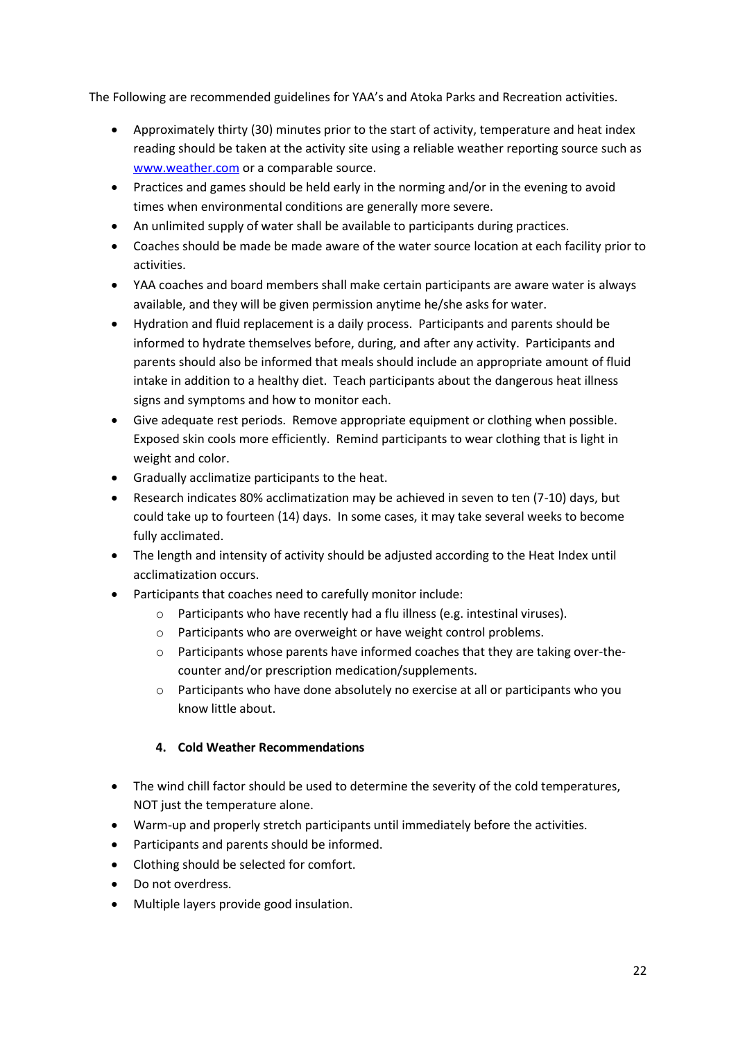The Following are recommended guidelines for YAA's and Atoka Parks and Recreation activities.

- Approximately thirty (30) minutes prior to the start of activity, temperature and heat index reading should be taken at the activity site using a reliable weather reporting source such as [www.weather.com](http://www.weather.com) or a comparable source.
- Practices and games should be held early in the norming and/or in the evening to avoid times when environmental conditions are generally more severe.
- An unlimited supply of water shall be available to participants during practices.
- Coaches should be made be made aware of the water source location at each facility prior to activities.
- YAA coaches and board members shall make certain participants are aware water is always available, and they will be given permission anytime he/she asks for water.
- Hydration and fluid replacement is a daily process. Participants and parents should be informed to hydrate themselves before, during, and after any activity. Participants and parents should also be informed that meals should include an appropriate amount of fluid intake in addition to a healthy diet. Teach participants about the dangerous heat illness signs and symptoms and how to monitor each.
- Give adequate rest periods. Remove appropriate equipment or clothing when possible. Exposed skin cools more efficiently. Remind participants to wear clothing that is light in weight and color.
- Gradually acclimatize participants to the heat.
- Research indicates 80% acclimatization may be achieved in seven to ten (7-10) days, but could take up to fourteen (14) days. In some cases, it may take several weeks to become fully acclimated.
- The length and intensity of activity should be adjusted according to the Heat Index until acclimatization occurs.
- Participants that coaches need to carefully monitor include:
  - Participants who have recently had a flu illness (e.g. intestinal viruses).
  - Participants who are overweight or have weight control problems.
  - Participants whose parents have informed coaches that they are taking over-the-counter and/or prescription medication/supplements.
  - Participants who have done absolutely no exercise at all or participants who you know little about.

### 4. Cold Weather Recommendations

- The wind chill factor should be used to determine the severity of the cold temperatures, NOT just the temperature alone.
- Warm-up and properly stretch participants until immediately before the activities.
- Participants and parents should be informed.
- Clothing should be selected for comfort.
- Do not overdress.
- Multiple layers provide good insulation.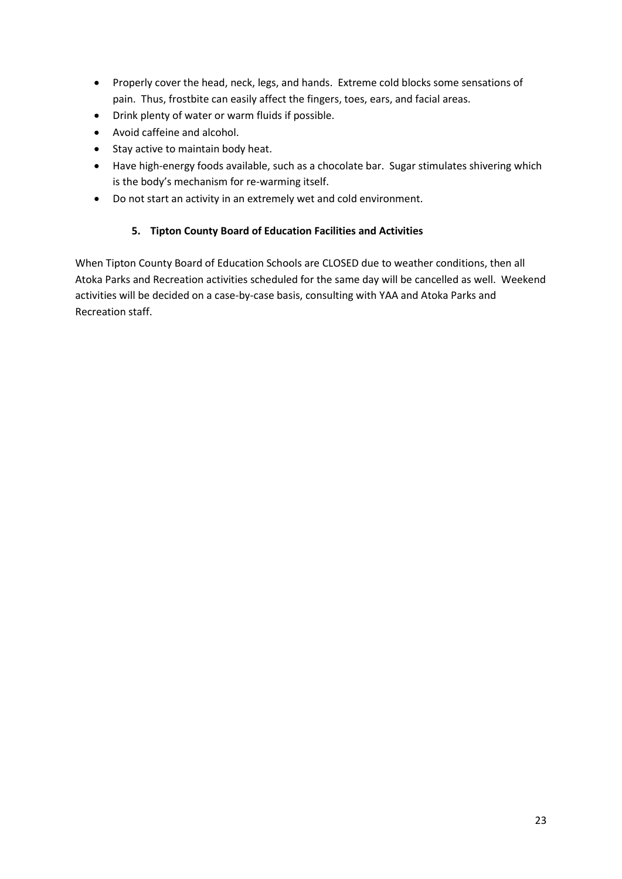- Properly cover the head, neck, legs, and hands. Extreme cold blocks some sensations of pain. Thus, frostbite can easily affect the fingers, toes, ears, and facial areas.
- Drink plenty of water or warm fluids if possible.
- Avoid caffeine and alcohol.
- Stay active to maintain body heat.
- Have high-energy foods available, such as a chocolate bar. Sugar stimulates shivering which is the body's mechanism for re-warming itself.
- Do not start an activity in an extremely wet and cold environment.

### 5. Tipton County Board of Education Facilities and Activities

When Tipton County Board of Education Schools are CLOSED due to weather conditions, then all Atoka Parks and Recreation activities scheduled for the same day will be cancelled as well. Weekend activities will be decided on a case-by-case basis, consulting with YAA and Atoka Parks and Recreation staff.